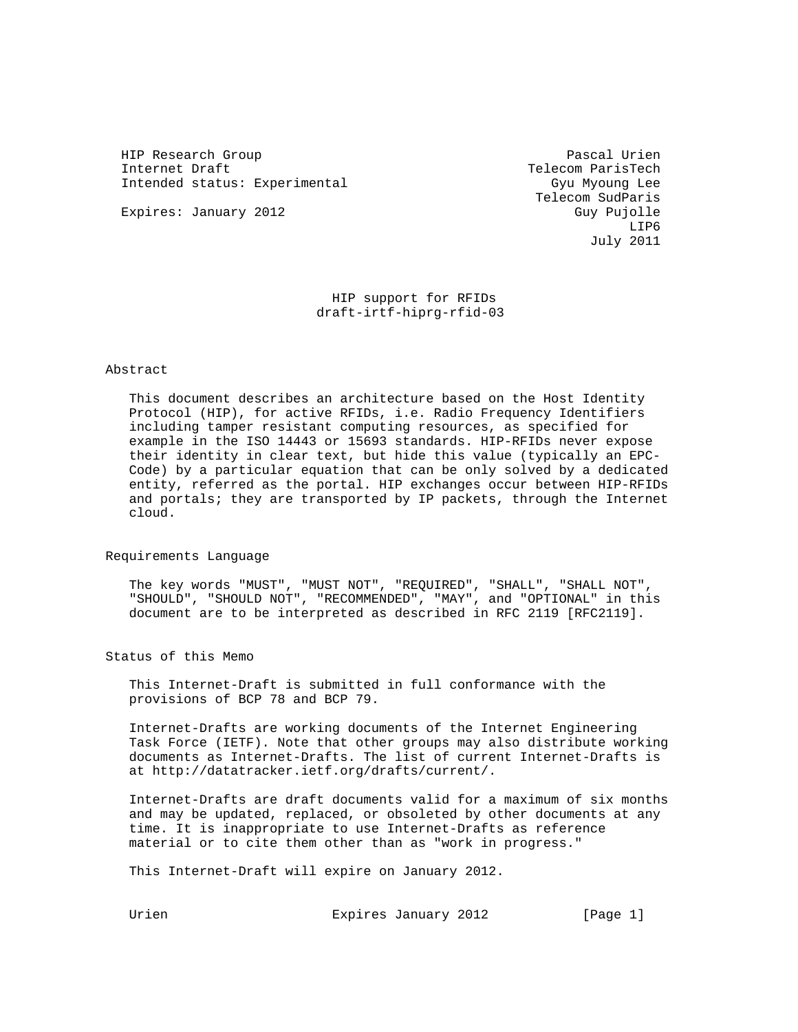HIP Research Group　　　　　　　　　　　　　　　　Pascal Urien
Internet Draft　　　　　　　　　　　　　　　　　Telecom ParisTech
Intended status: Experimental　　　　　　　　　　Gyu Myoung Lee
　　　　　　　　　　　　　　　　　　　　　　　　Telecom SudParis
Expires: January 2012　　　　　　　　　　　　　　Guy Pujolle
　　　　　　　　　　　　　　　　　　　　　　　　LIP6
　　　　　　　　　　　　　　　　　　　　　　　　July 2011

# HIP support for RFIDs
draft-irtf-hiprg-rfid-03

## Abstract

This document describes an architecture based on the Host Identity Protocol (HIP), for active RFIDs, i.e. Radio Frequency Identifiers including tamper resistant computing resources, as specified for example in the ISO 14443 or 15693 standards. HIP-RFIDs never expose their identity in clear text, but hide this value (typically an EPC-Code) by a particular equation that can be only solved by a dedicated entity, referred as the portal. HIP exchanges occur between HIP-RFIDs and portals; they are transported by IP packets, through the Internet cloud.

## Requirements Language

The key words "MUST", "MUST NOT", "REQUIRED", "SHALL", "SHALL NOT", "SHOULD", "SHOULD NOT", "RECOMMENDED", "MAY", and "OPTIONAL" in this document are to be interpreted as described in RFC 2119 [RFC2119].

## Status of this Memo

This Internet-Draft is submitted in full conformance with the provisions of BCP 78 and BCP 79.

Internet-Drafts are working documents of the Internet Engineering Task Force (IETF). Note that other groups may also distribute working documents as Internet-Drafts. The list of current Internet-Drafts is at http://datatracker.ietf.org/drafts/current/.

Internet-Drafts are draft documents valid for a maximum of six months and may be updated, replaced, or obsoleted by other documents at any time. It is inappropriate to use Internet-Drafts as reference material or to cite them other than as "work in progress."

This Internet-Draft will expire on January 2012.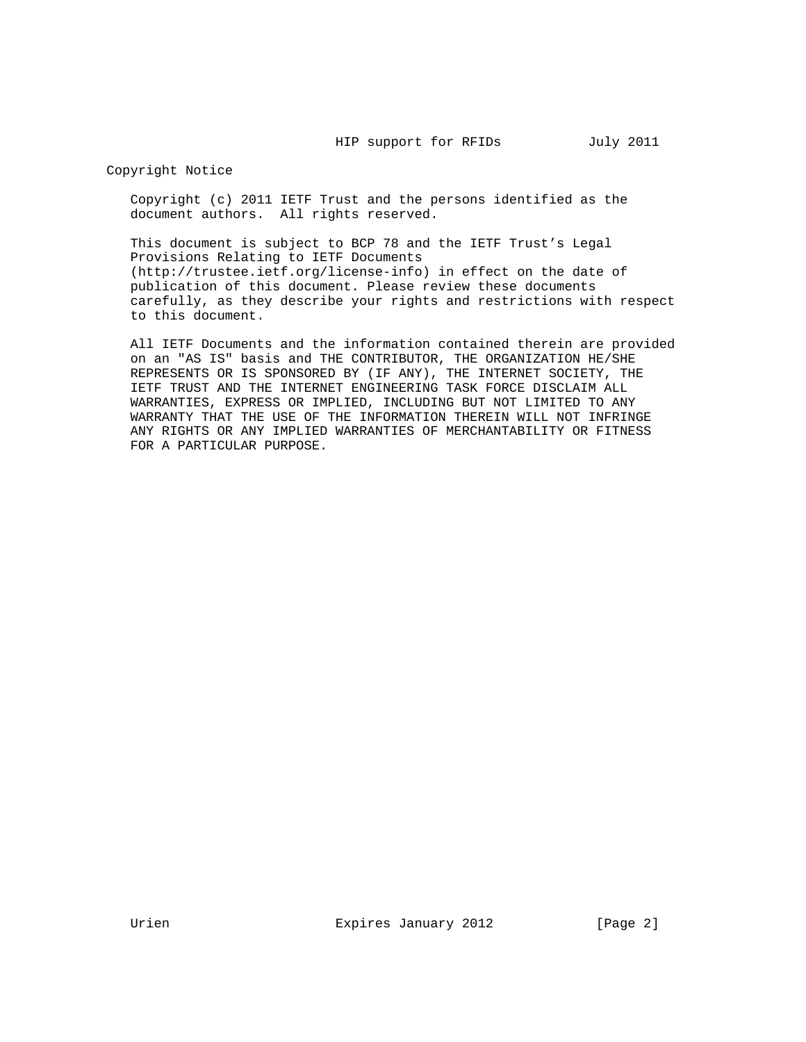## Copyright Notice

Copyright (c) 2011 IETF Trust and the persons identified as the document authors. All rights reserved.

This document is subject to BCP 78 and the IETF Trust’s Legal Provisions Relating to IETF Documents (http://trustee.ietf.org/license-info) in effect on the date of publication of this document. Please review these documents carefully, as they describe your rights and restrictions with respect to this document.

All IETF Documents and the information contained therein are provided on an "AS IS" basis and THE CONTRIBUTOR, THE ORGANIZATION HE/SHE REPRESENTS OR IS SPONSORED BY (IF ANY), THE INTERNET SOCIETY, THE IETF TRUST AND THE INTERNET ENGINEERING TASK FORCE DISCLAIM ALL WARRANTIES, EXPRESS OR IMPLIED, INCLUDING BUT NOT LIMITED TO ANY WARRANTY THAT THE USE OF THE INFORMATION THEREIN WILL NOT INFRINGE ANY RIGHTS OR ANY IMPLIED WARRANTIES OF MERCHANTABILITY OR FITNESS FOR A PARTICULAR PURPOSE.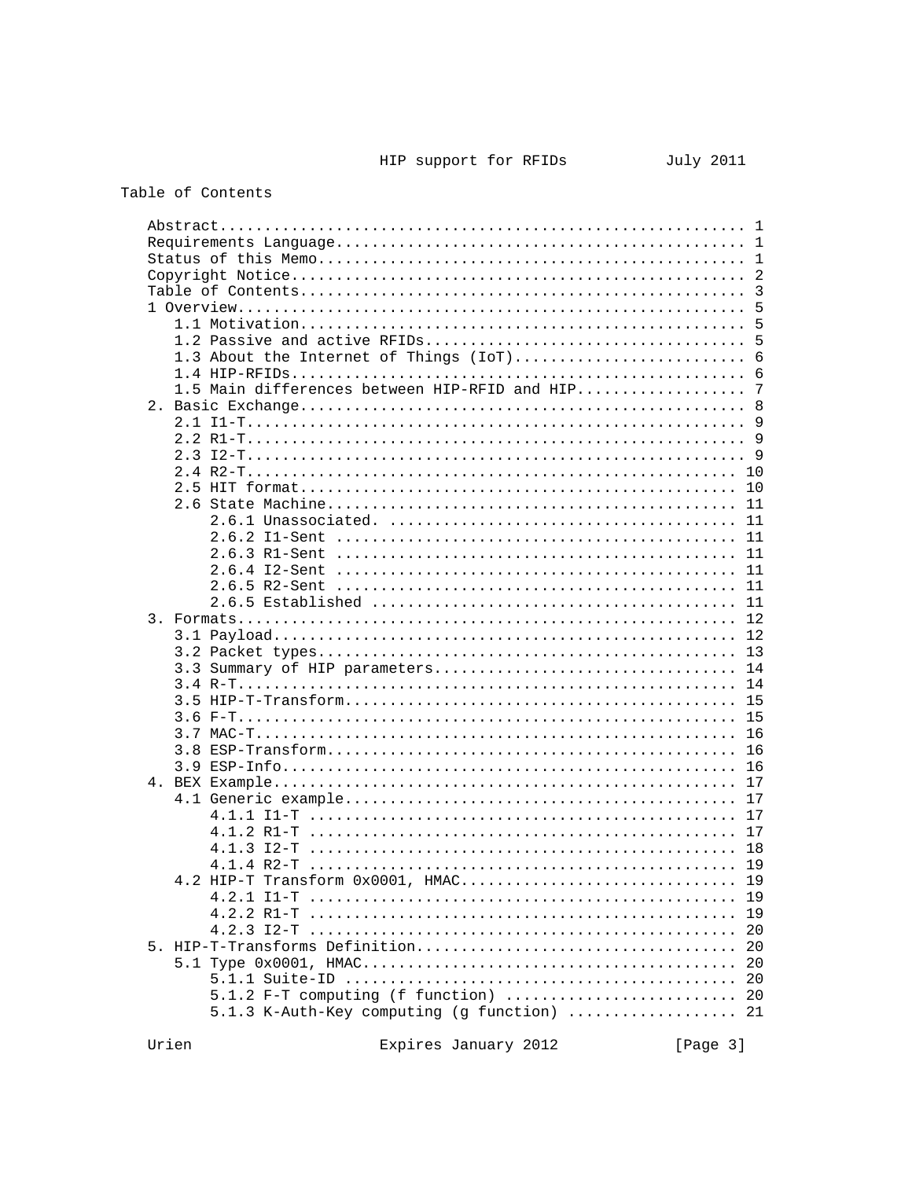Table of Contents

```
   Abstract........................................................... 1
   Requirements Language.............................................. 1
   Status of this Memo................................................ 1
   Copyright Notice................................................... 2
   Table of Contents.................................................. 3
   1 Overview......................................................... 5
      1.1 Motivation.................................................. 5
      1.2 Passive and active RFIDs.................................... 5
      1.3 About the Internet of Things (IoT).......................... 6
      1.4 HIP-RFIDs................................................... 6
      1.5 Main differences between HIP-RFID and HIP................... 7
   2. Basic Exchange.................................................. 8
      2.1 I1-T........................................................ 9
      2.2 R1-T........................................................ 9
      2.3 I2-T........................................................ 9
      2.4 R2-T....................................................... 10
      2.5 HIT format................................................. 10
      2.6 State Machine.............................................. 11
          2.6.1 Unassociated. ....................................... 11
          2.6.2 I1-Sent ............................................. 11
          2.6.3 R1-Sent ............................................. 11
          2.6.4 I2-Sent ............................................. 11
          2.6.5 R2-Sent ............................................. 11
          2.6.5 Established ......................................... 11
   3. Formats........................................................ 12
      3.1 Payload.................................................... 12
      3.2 Packet types............................................... 13
      3.3 Summary of HIP parameters.................................. 14
      3.4 R-T........................................................ 14
      3.5 HIP-T-Transform............................................ 15
      3.6 F-T........................................................ 15
      3.7 MAC-T...................................................... 16
      3.8 ESP-Transform.............................................. 16
      3.9 ESP-Info................................................... 16
   4. BEX Example.................................................... 17
      4.1 Generic example............................................ 17
          4.1.1 I1-T ................................................ 17
          4.1.2 R1-T ................................................ 17
          4.1.3 I2-T ................................................ 18
          4.1.4 R2-T ................................................ 19
      4.2 HIP-T Transform 0x0001, HMAC............................... 19
          4.2.1 I1-T ................................................ 19
          4.2.2 R1-T ................................................ 19
          4.2.3 I2-T ................................................ 20
   5. HIP-T-Transforms Definition.................................... 20
      5.1 Type 0x0001, HMAC.......................................... 20
          5.1.1 Suite-ID ............................................ 20
          5.1.2 F-T computing (f function) .......................... 20
          5.1.3 K-Auth-Key computing (g function) ................... 21
```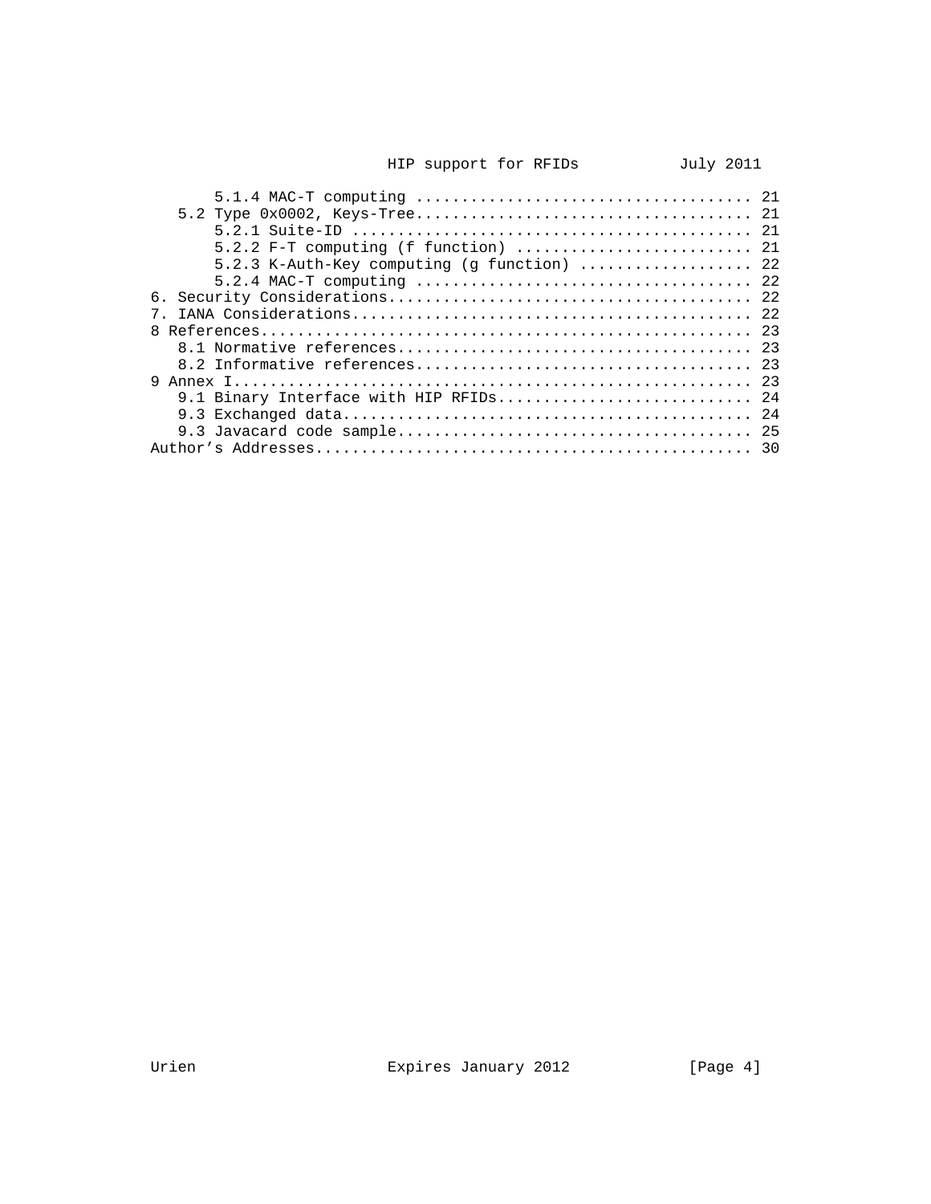```
      5.1.4 MAC-T computing .................................... 21
   5.2 Type 0x0002, Keys-Tree.................................... 21
      5.2.1 Suite-ID ......................................... 21
      5.2.2 F-T computing (f function) ......................... 21
      5.2.3 K-Auth-Key computing (g function) .................. 22
      5.2.4 MAC-T computing .................................... 22
6. Security Considerations....................................... 22
7. IANA Considerations........................................... 22
8 References..................................................... 23
   8.1 Normative references...................................... 23
   8.2 Informative references.................................... 23
9 Annex I........................................................ 23
   9.1 Binary Interface with HIP RFIDs........................... 24
   9.3 Exchanged data............................................ 24
   9.3 Javacard code sample...................................... 25
Author's Addresses............................................... 30
```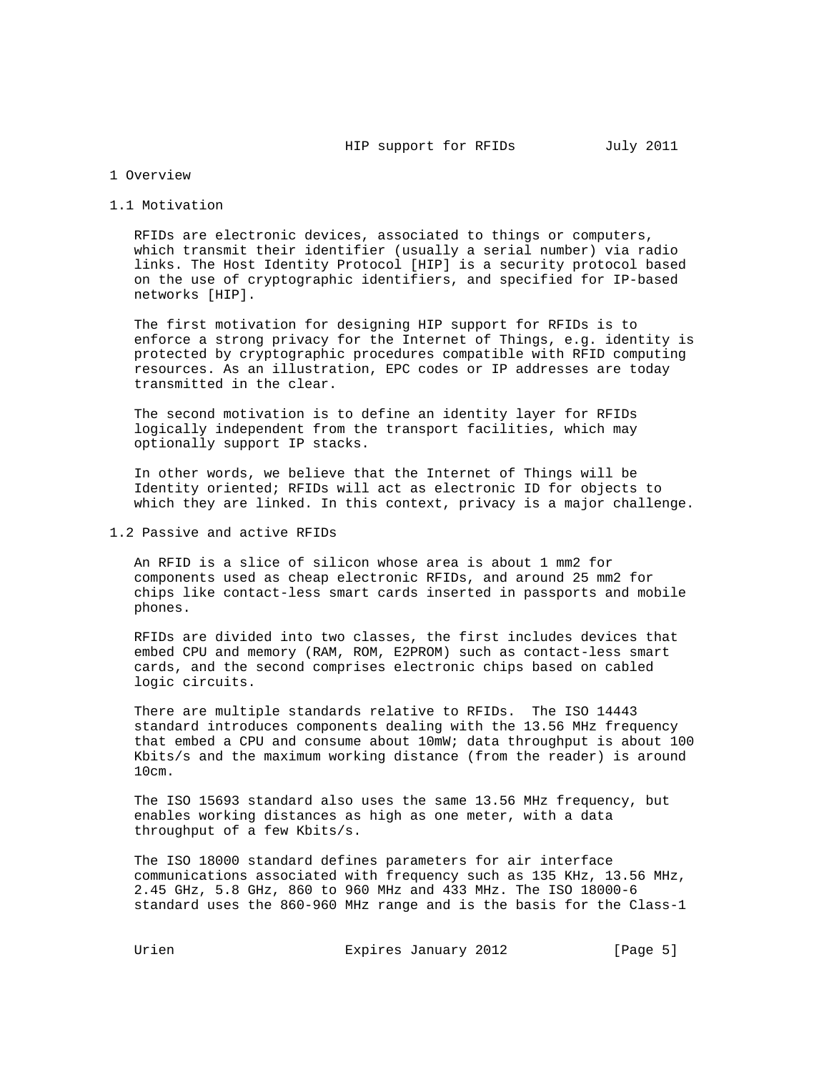# 1 Overview

## 1.1 Motivation

RFIDs are electronic devices, associated to things or computers, which transmit their identifier (usually a serial number) via radio links. The Host Identity Protocol [HIP] is a security protocol based on the use of cryptographic identifiers, and specified for IP-based networks [HIP].

The first motivation for designing HIP support for RFIDs is to enforce a strong privacy for the Internet of Things, e.g. identity is protected by cryptographic procedures compatible with RFID computing resources. As an illustration, EPC codes or IP addresses are today transmitted in the clear.

The second motivation is to define an identity layer for RFIDs logically independent from the transport facilities, which may optionally support IP stacks.

In other words, we believe that the Internet of Things will be Identity oriented; RFIDs will act as electronic ID for objects to which they are linked. In this context, privacy is a major challenge.

## 1.2 Passive and active RFIDs

An RFID is a slice of silicon whose area is about 1 mm2 for components used as cheap electronic RFIDs, and around 25 mm2 for chips like contact-less smart cards inserted in passports and mobile phones.

RFIDs are divided into two classes, the first includes devices that embed CPU and memory (RAM, ROM, E2PROM) such as contact-less smart cards, and the second comprises electronic chips based on cabled logic circuits.

There are multiple standards relative to RFIDs. The ISO 14443 standard introduces components dealing with the 13.56 MHz frequency that embed a CPU and consume about 10mW; data throughput is about 100 Kbits/s and the maximum working distance (from the reader) is around 10cm.

The ISO 15693 standard also uses the same 13.56 MHz frequency, but enables working distances as high as one meter, with a data throughput of a few Kbits/s.

The ISO 18000 standard defines parameters for air interface communications associated with frequency such as 135 KHz, 13.56 MHz, 2.45 GHz, 5.8 GHz, 860 to 960 MHz and 433 MHz. The ISO 18000-6 standard uses the 860-960 MHz range and is the basis for the Class-1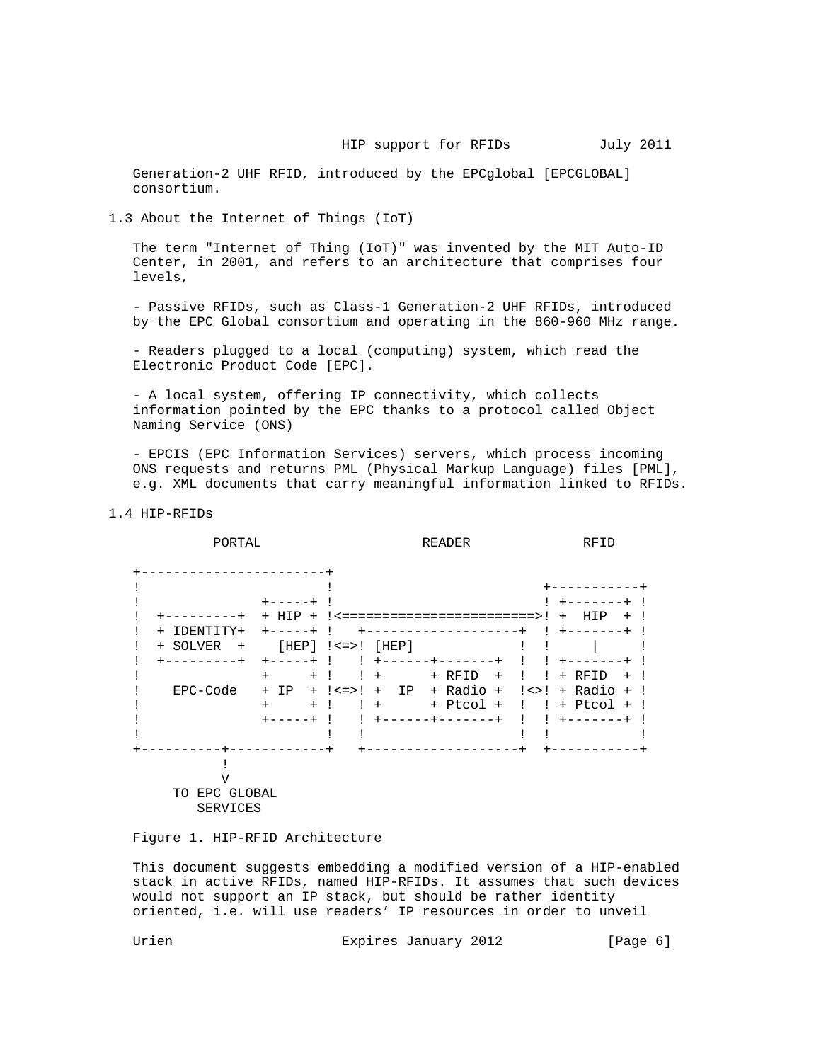Generation-2 UHF RFID, introduced by the EPCglobal [EPCGLOBAL] consortium.

## 1.3 About the Internet of Things (IoT)

The term "Internet of Thing (IoT)" was invented by the MIT Auto-ID Center, in 2001, and refers to an architecture that comprises four levels,

- Passive RFIDs, such as Class-1 Generation-2 UHF RFIDs, introduced by the EPC Global consortium and operating in the 860-960 MHz range.

- Readers plugged to a local (computing) system, which read the Electronic Product Code [EPC].

- A local system, offering IP connectivity, which collects information pointed by the EPC thanks to a protocol called Object Naming Service (ONS)

- EPCIS (EPC Information Services) servers, which process incoming ONS requests and returns PML (Physical Markup Language) files [PML], e.g. XML documents that carry meaningful information linked to RFIDs.

## 1.4 HIP-RFIDs

```
          PORTAL                      READER             RFID

+-----------------------+
!                       !                        +-----------+
!              +-----+ !                        ! +-------+ !
!  +---------+  + HIP + !<=======================>! +  HIP  + !
!  + IDENTITY+  +-----+ !   +-------------------+  ! +-------+ !
!  + SOLVER  +    [HEP] !<=>! [HEP]             !  !     |     !
!  +---------+  +-----+ !   ! +------+-------+  !  ! +-------+ !
!              +     + !   ! +      + RFID  +  !  ! + RFID  + !
!    EPC-Code   + IP  + !<=>! +  IP  + Radio +  !<>! + Radio + !
!              +     + !   ! +      + Ptcol +  !  ! + Ptcol + !
!              +-----+ !   ! +------+-------+  !  ! +-------+ !
!                       !   !                   !  !           !
+----------+------------+   +-------------------+  +-----------+
           !
           V
     TO EPC GLOBAL
        SERVICES
```

Figure 1. HIP-RFID Architecture

This document suggests embedding a modified version of a HIP-enabled stack in active RFIDs, named HIP-RFIDs. It assumes that such devices would not support an IP stack, but should be rather identity oriented, i.e. will use readers' IP resources in order to unveil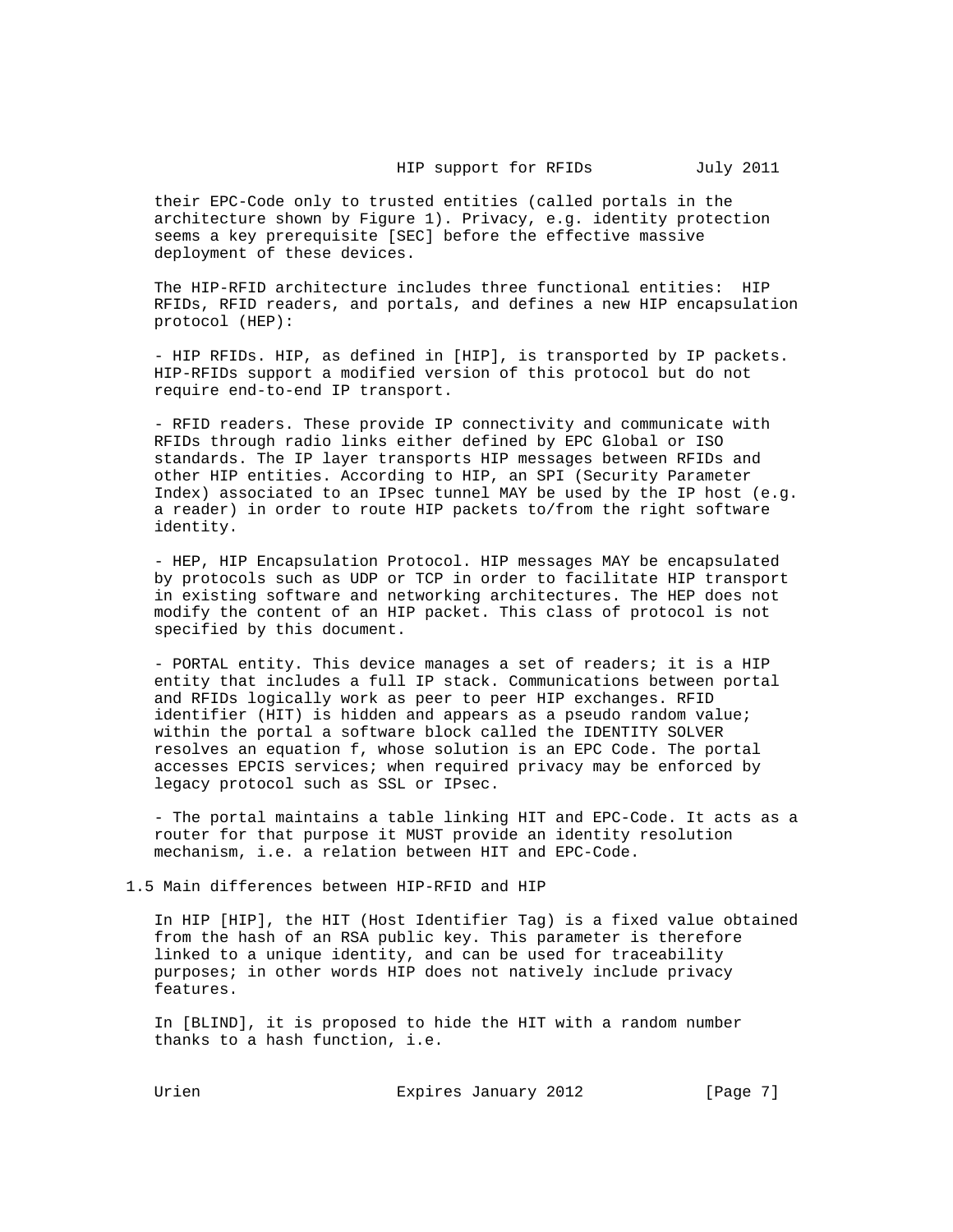their EPC-Code only to trusted entities (called portals in the architecture shown by Figure 1). Privacy, e.g. identity protection seems a key prerequisite [SEC] before the effective massive deployment of these devices.

The HIP-RFID architecture includes three functional entities: HIP RFIDs, RFID readers, and portals, and defines a new HIP encapsulation protocol (HEP):

- HIP RFIDs. HIP, as defined in [HIP], is transported by IP packets. HIP-RFIDs support a modified version of this protocol but do not require end-to-end IP transport.

- RFID readers. These provide IP connectivity and communicate with RFIDs through radio links either defined by EPC Global or ISO standards. The IP layer transports HIP messages between RFIDs and other HIP entities. According to HIP, an SPI (Security Parameter Index) associated to an IPsec tunnel MAY be used by the IP host (e.g. a reader) in order to route HIP packets to/from the right software identity.

- HEP, HIP Encapsulation Protocol. HIP messages MAY be encapsulated by protocols such as UDP or TCP in order to facilitate HIP transport in existing software and networking architectures. The HEP does not modify the content of an HIP packet. This class of protocol is not specified by this document.

- PORTAL entity. This device manages a set of readers; it is a HIP entity that includes a full IP stack. Communications between portal and RFIDs logically work as peer to peer HIP exchanges. RFID identifier (HIT) is hidden and appears as a pseudo random value; within the portal a software block called the IDENTITY SOLVER resolves an equation f, whose solution is an EPC Code. The portal accesses EPCIS services; when required privacy may be enforced by legacy protocol such as SSL or IPsec.

- The portal maintains a table linking HIT and EPC-Code. It acts as a router for that purpose it MUST provide an identity resolution mechanism, i.e. a relation between HIT and EPC-Code.

## 1.5 Main differences between HIP-RFID and HIP

In HIP [HIP], the HIT (Host Identifier Tag) is a fixed value obtained from the hash of an RSA public key. This parameter is therefore linked to a unique identity, and can be used for traceability purposes; in other words HIP does not natively include privacy features.

In [BLIND], it is proposed to hide the HIT with a random number thanks to a hash function, i.e.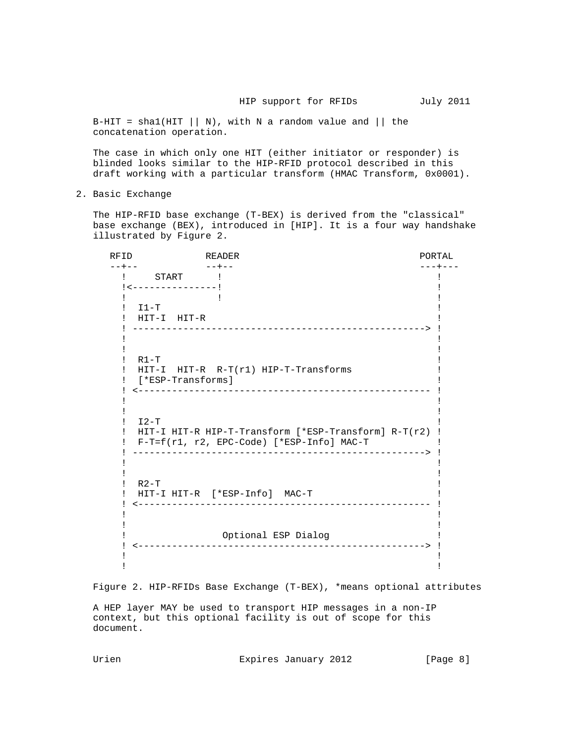B-HIT = sha1(HIT || N), with N a random value and || the concatenation operation.

The case in which only one HIT (either initiator or responder) is blinded looks similar to the HIP-RFID protocol described in this draft working with a particular transform (HMAC Transform, 0x0001).

## 2. Basic Exchange

The HIP-RFID base exchange (T-BEX) is derived from the "classical" base exchange (BEX), introduced in [HIP]. It is a four way handshake illustrated by Figure 2.

```
RFID            READER                                PORTAL
--+--           --+--                                 ---+---
  !     START      !                                     !
  !<---------------!                                     !
  !                !                                     !
  !  I1-T                                                !
  !  HIT-I  HIT-R                                        !
  ! ---------------------------------------------------> !
  !                                                      !
  !                                                      !
  !  R1-T                                                !
  !  HIT-I  HIT-R  R-T(r1) HIP-T-Transforms              !
  !  [*ESP-Transforms]                                   !
  ! <--------------------------------------------------- !
  !                                                      !
  !                                                      !
  !  I2-T                                                !
  !  HIT-I HIT-R HIP-T-Transform [*ESP-Transform] R-T(r2) !
  !  F-T=f(r1, r2, EPC-Code) [*ESP-Info] MAC-T           !
  ! ---------------------------------------------------> !
  !                                                      !
  !                                                      !
  !  R2-T                                                !
  !  HIT-I HIT-R  [*ESP-Info]  MAC-T                     !
  ! <--------------------------------------------------- !
  !                                                      !
  !                                                      !
  !                 Optional ESP Dialog                  !
  ! <--------------------------------------------------> !
  !                                                      !
  !                                                      !
```

Figure 2. HIP-RFIDs Base Exchange (T-BEX), *means optional attributes

A HEP layer MAY be used to transport HIP messages in a non-IP context, but this optional facility is out of scope for this document.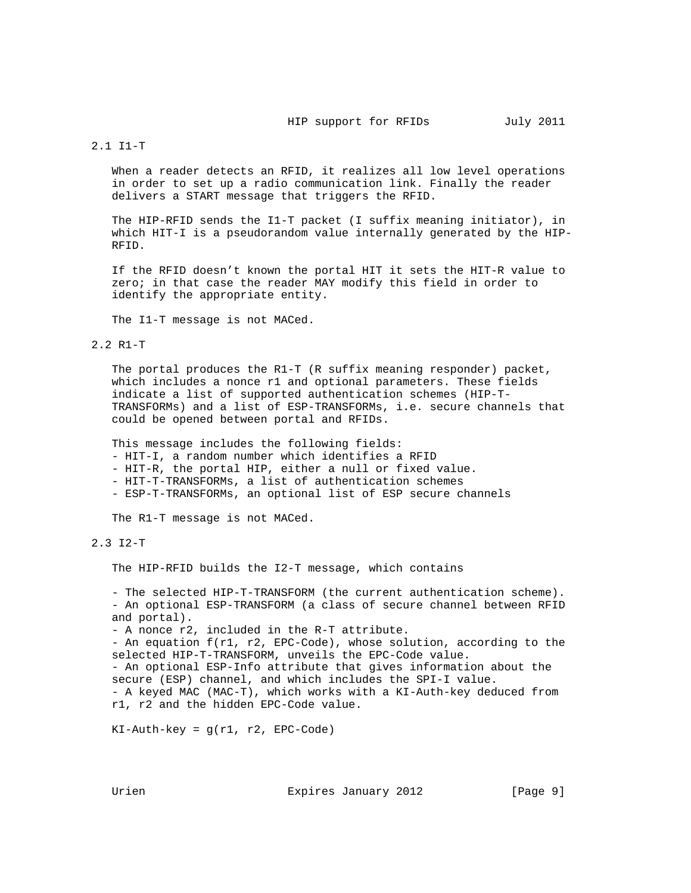## 2.1 I1-T

When a reader detects an RFID, it realizes all low level operations in order to set up a radio communication link. Finally the reader delivers a START message that triggers the RFID.

The HIP-RFID sends the I1-T packet (I suffix meaning initiator), in which HIT-I is a pseudorandom value internally generated by the HIP-RFID.

If the RFID doesn't known the portal HIT it sets the HIT-R value to zero; in that case the reader MAY modify this field in order to identify the appropriate entity.

The I1-T message is not MACed.

## 2.2 R1-T

The portal produces the R1-T (R suffix meaning responder) packet, which includes a nonce r1 and optional parameters. These fields indicate a list of supported authentication schemes (HIP-T-TRANSFORMs) and a list of ESP-TRANSFORMs, i.e. secure channels that could be opened between portal and RFIDs.

This message includes the following fields:
- HIT-I, a random number which identifies a RFID
- HIT-R, the portal HIP, either a null or fixed value.
- HIT-T-TRANSFORMs, a list of authentication schemes
- ESP-T-TRANSFORMs, an optional list of ESP secure channels

The R1-T message is not MACed.

## 2.3 I2-T

The HIP-RFID builds the I2-T message, which contains

- The selected HIP-T-TRANSFORM (the current authentication scheme).
- An optional ESP-TRANSFORM (a class of secure channel between RFID and portal).
- A nonce r2, included in the R-T attribute.
- An equation f(r1, r2, EPC-Code), whose solution, according to the selected HIP-T-TRANSFORM, unveils the EPC-Code value.
- An optional ESP-Info attribute that gives information about the secure (ESP) channel, and which includes the SPI-I value.
- A keyed MAC (MAC-T), which works with a KI-Auth-key deduced from r1, r2 and the hidden EPC-Code value.

KI-Auth-key = g(r1, r2, EPC-Code)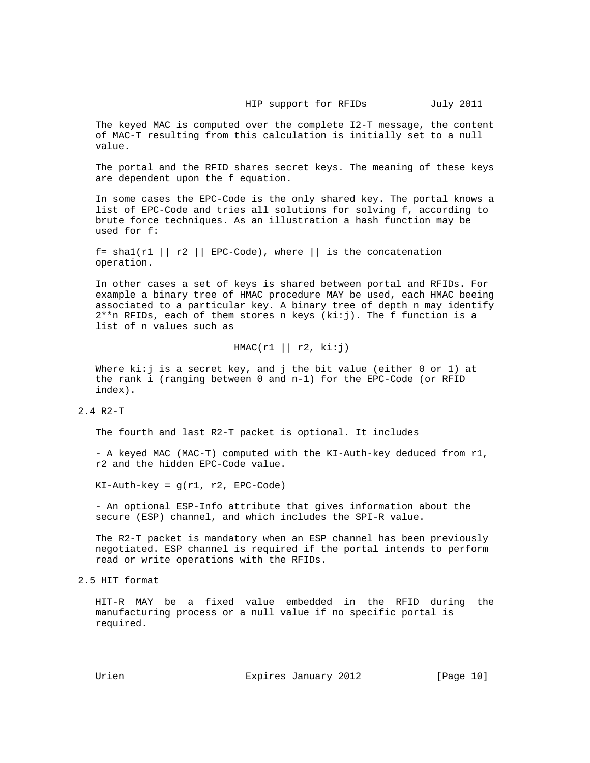The keyed MAC is computed over the complete I2-T message, the content of MAC-T resulting from this calculation is initially set to a null value.

The portal and the RFID shares secret keys. The meaning of these keys are dependent upon the f equation.

In some cases the EPC-Code is the only shared key. The portal knows a list of EPC-Code and tries all solutions for solving f, according to brute force techniques. As an illustration a hash function may be used for f:

f= sha1(r1 || r2 || EPC-Code), where || is the concatenation operation.

In other cases a set of keys is shared between portal and RFIDs. For example a binary tree of HMAC procedure MAY be used, each HMAC beeing associated to a particular key. A binary tree of depth n may identify 2**n RFIDs, each of them stores n keys (ki:j). The f function is a list of n values such as

HMAC(r1 || r2, ki:j)

Where ki:j is a secret key, and j the bit value (either 0 or 1) at the rank i (ranging between 0 and n-1) for the EPC-Code (or RFID index).

## 2.4 R2-T

The fourth and last R2-T packet is optional. It includes

- A keyed MAC (MAC-T) computed with the KI-Auth-key deduced from r1, r2 and the hidden EPC-Code value.

KI-Auth-key = g(r1, r2, EPC-Code)

- An optional ESP-Info attribute that gives information about the secure (ESP) channel, and which includes the SPI-R value.

The R2-T packet is mandatory when an ESP channel has been previously negotiated. ESP channel is required if the portal intends to perform read or write operations with the RFIDs.

## 2.5 HIT format

HIT-R MAY be a fixed value embedded in the RFID during the manufacturing process or a null value if no specific portal is required.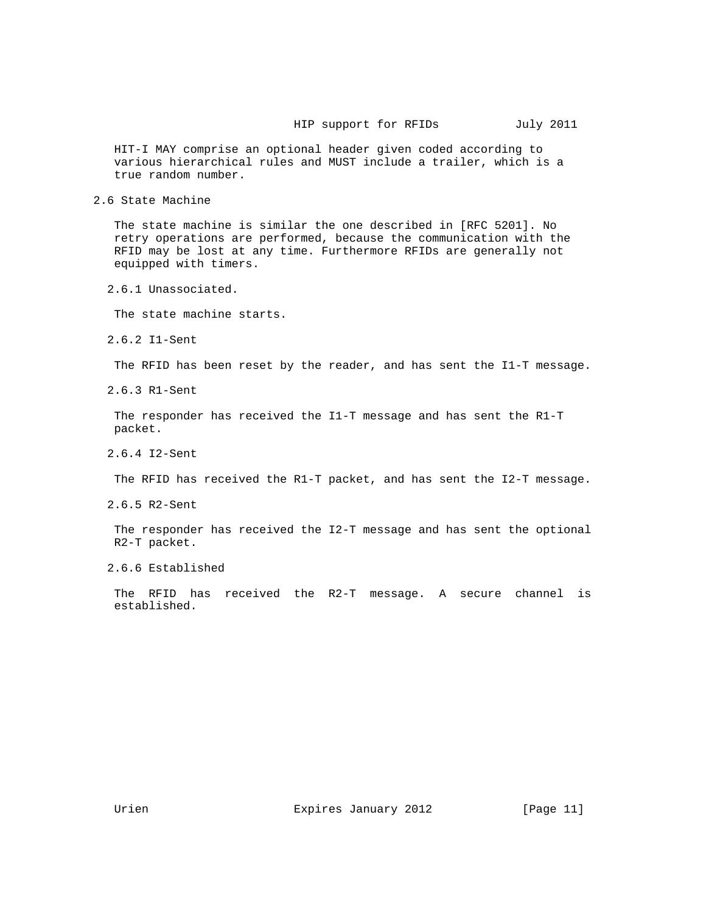HIT-I MAY comprise an optional header given coded according to various hierarchical rules and MUST include a trailer, which is a true random number.

## 2.6 State Machine

The state machine is similar the one described in [RFC 5201]. No retry operations are performed, because the communication with the RFID may be lost at any time. Furthermore RFIDs are generally not equipped with timers.

### 2.6.1 Unassociated.

The state machine starts.

### 2.6.2 I1-Sent

The RFID has been reset by the reader, and has sent the I1-T message.

### 2.6.3 R1-Sent

The responder has received the I1-T message and has sent the R1-T packet.

### 2.6.4 I2-Sent

The RFID has received the R1-T packet, and has sent the I2-T message.

### 2.6.5 R2-Sent

The responder has received the I2-T message and has sent the optional R2-T packet.

### 2.6.6 Established

The RFID has received the R2-T message. A secure channel is established.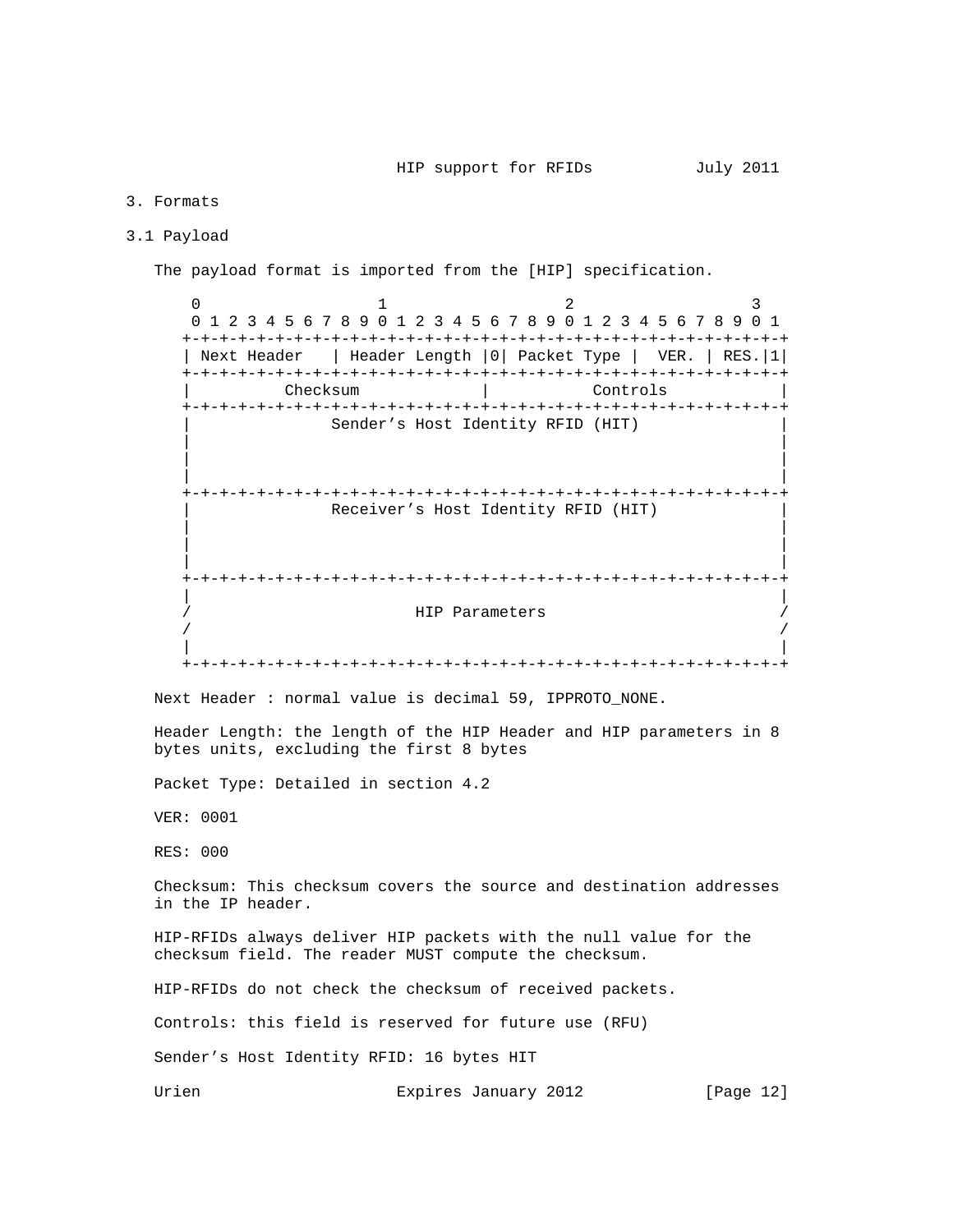## 3. Formats

### 3.1 Payload

The payload format is imported from the [HIP] specification.

```
 0                   1                   2                   3
 0 1 2 3 4 5 6 7 8 9 0 1 2 3 4 5 6 7 8 9 0 1 2 3 4 5 6 7 8 9 0 1
+-+-+-+-+-+-+-+-+-+-+-+-+-+-+-+-+-+-+-+-+-+-+-+-+-+-+-+-+-+-+-+-+
| Next Header   | Header Length |0| Packet Type |  VER. | RES.|1|
+-+-+-+-+-+-+-+-+-+-+-+-+-+-+-+-+-+-+-+-+-+-+-+-+-+-+-+-+-+-+-+-+
|          Checksum             |           Controls            |
+-+-+-+-+-+-+-+-+-+-+-+-+-+-+-+-+-+-+-+-+-+-+-+-+-+-+-+-+-+-+-+-+
|               Sender’s Host Identity RFID (HIT)               |
|                                                               |
|                                                               |
|                                                               |
+-+-+-+-+-+-+-+-+-+-+-+-+-+-+-+-+-+-+-+-+-+-+-+-+-+-+-+-+-+-+-+-+
|               Receiver’s Host Identity RFID (HIT)             |
|                                                               |
|                                                               |
|                                                               |
+-+-+-+-+-+-+-+-+-+-+-+-+-+-+-+-+-+-+-+-+-+-+-+-+-+-+-+-+-+-+-+-+
|                                                               |
/                        HIP Parameters                         /
/                                                               /
|                                                               |
+-+-+-+-+-+-+-+-+-+-+-+-+-+-+-+-+-+-+-+-+-+-+-+-+-+-+-+-+-+-+-+-+
```

Next Header : normal value is decimal 59, IPPROTO_NONE.

Header Length: the length of the HIP Header and HIP parameters in 8 bytes units, excluding the first 8 bytes

Packet Type: Detailed in section 4.2

VER: 0001

RES: 000

Checksum: This checksum covers the source and destination addresses in the IP header.

HIP-RFIDs always deliver HIP packets with the null value for the checksum field. The reader MUST compute the checksum.

HIP-RFIDs do not check the checksum of received packets.

Controls: this field is reserved for future use (RFU)

Sender’s Host Identity RFID: 16 bytes HIT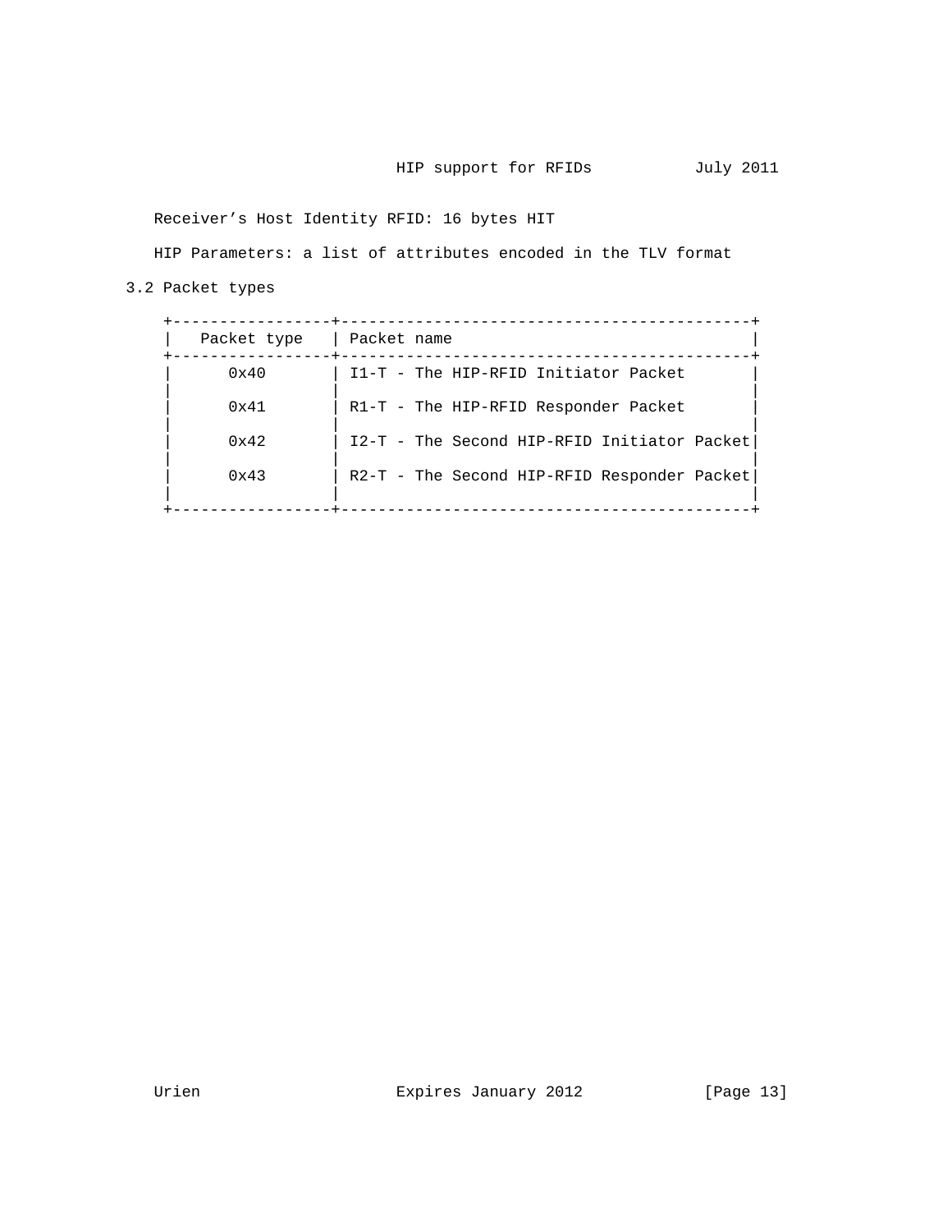Receiver’s Host Identity RFID: 16 bytes HIT

HIP Parameters: a list of attributes encoded in the TLV format

### 3.2 Packet types

| Packet type | Packet name |
| --- | --- |
| 0x40 | I1-T - The HIP-RFID Initiator Packet |
| 0x41 | R1-T - The HIP-RFID Responder Packet |
| 0x42 | I2-T - The Second HIP-RFID Initiator Packet |
| 0x43 | R2-T - The Second HIP-RFID Responder Packet |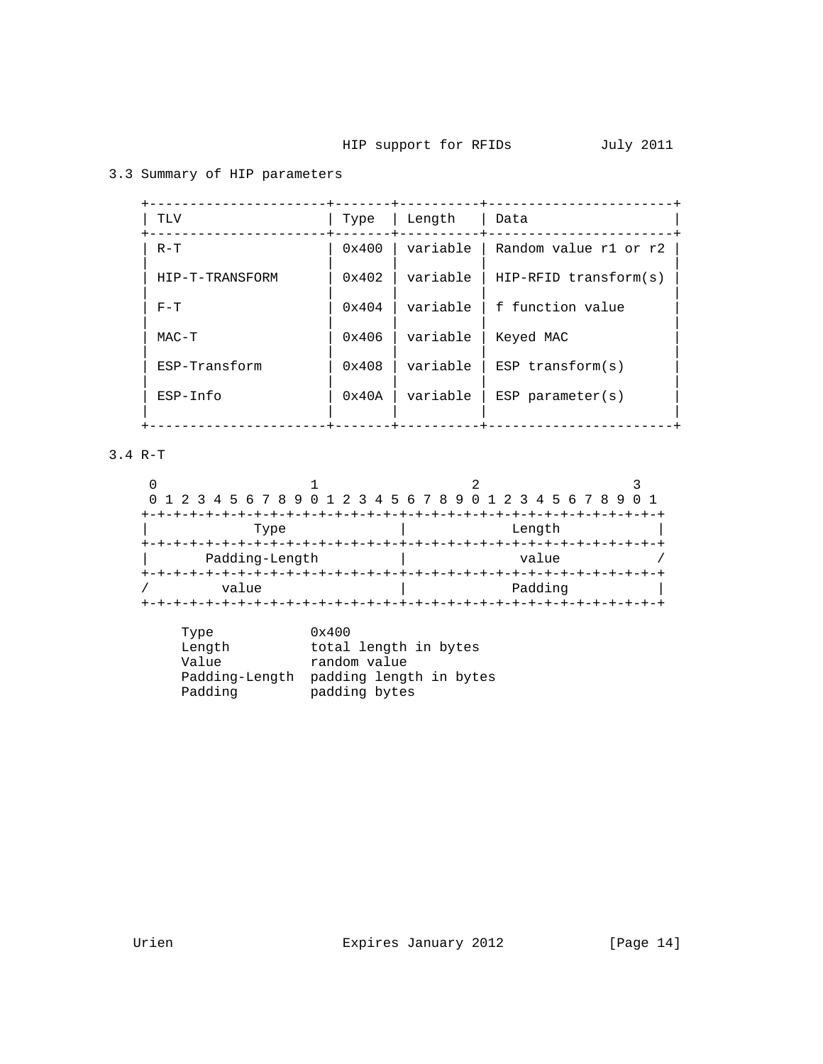## 3.3 Summary of HIP parameters

| TLV | Type | Length | Data |
|---|---|---|---|
| R-T | 0x400 | variable | Random value r1 or r2 |
| HIP-T-TRANSFORM | 0x402 | variable | HIP-RFID transform(s) |
| F-T | 0x404 | variable | f function value |
| MAC-T | 0x406 | variable | Keyed MAC |
| ESP-Transform | 0x408 | variable | ESP transform(s) |
| ESP-Info | 0x40A | variable | ESP parameter(s) |

## 3.4 R-T

```
 0                   1                   2                   3
 0 1 2 3 4 5 6 7 8 9 0 1 2 3 4 5 6 7 8 9 0 1 2 3 4 5 6 7 8 9 0 1
+-+-+-+-+-+-+-+-+-+-+-+-+-+-+-+-+-+-+-+-+-+-+-+-+-+-+-+-+-+-+-+-+
|             Type              |             Length            |
+-+-+-+-+-+-+-+-+-+-+-+-+-+-+-+-+-+-+-+-+-+-+-+-+-+-+-+-+-+-+-+-+
|       Padding-Length          |             value             /
+-+-+-+-+-+-+-+-+-+-+-+-+-+-+-+-+-+-+-+-+-+-+-+-+-+-+-+-+-+-+-+-+
/         value                 |             Padding           |
+-+-+-+-+-+-+-+-+-+-+-+-+-+-+-+-+-+-+-+-+-+-+-+-+-+-+-+-+-+-+-+-+

     Type            0x400
     Length          total length in bytes
     Value           random value
     Padding-Length  padding length in bytes
     Padding         padding bytes
```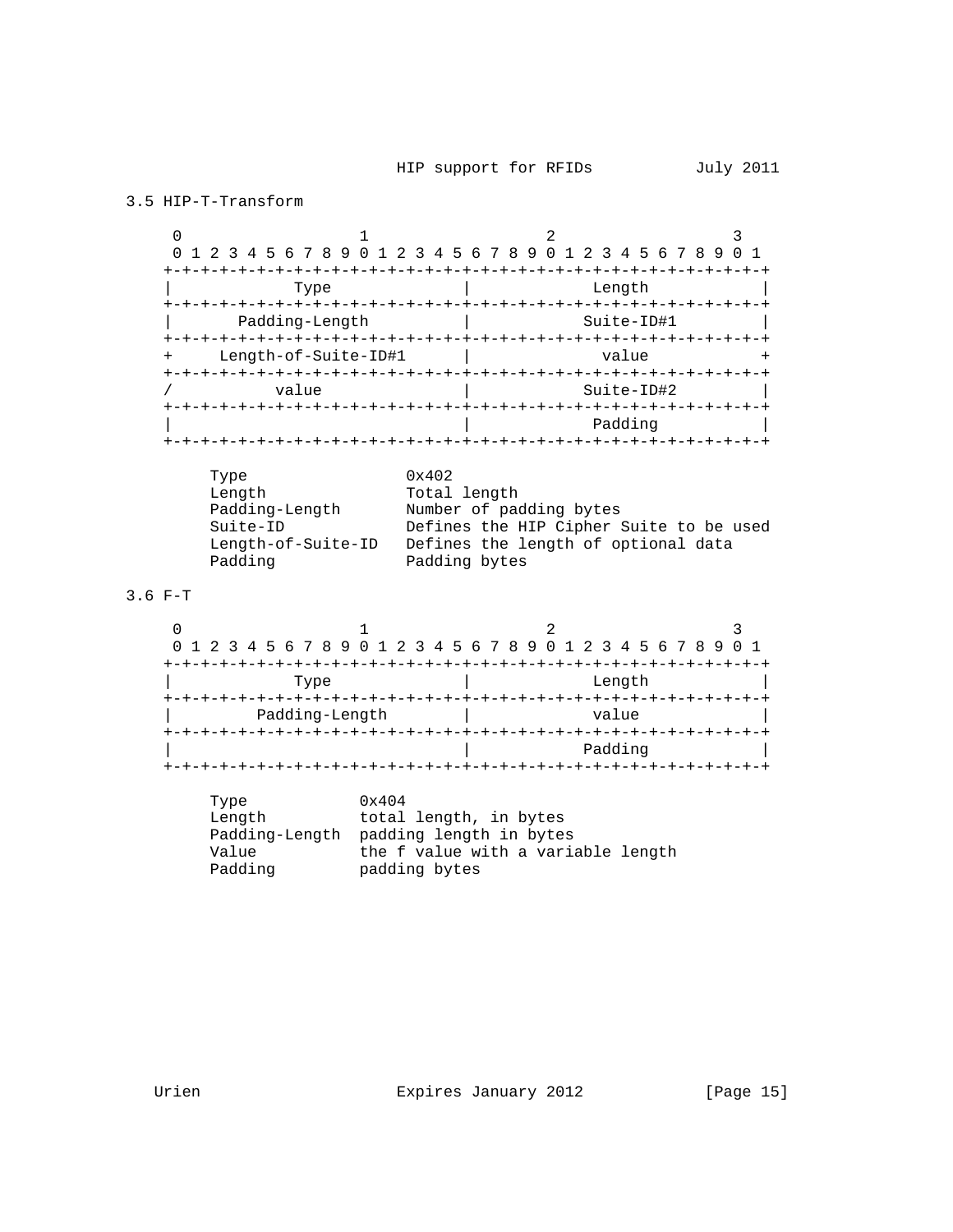### 3.5 HIP-T-Transform

```
 0                   1                   2                   3
 0 1 2 3 4 5 6 7 8 9 0 1 2 3 4 5 6 7 8 9 0 1 2 3 4 5 6 7 8 9 0 1
+-+-+-+-+-+-+-+-+-+-+-+-+-+-+-+-+-+-+-+-+-+-+-+-+-+-+-+-+-+-+-+-+
|             Type              |             Length            |
+-+-+-+-+-+-+-+-+-+-+-+-+-+-+-+-+-+-+-+-+-+-+-+-+-+-+-+-+-+-+-+-+
|       Padding-Length          |            Suite-ID#1         |
+-+-+-+-+-+-+-+-+-+-+-+-+-+-+-+-+-+-+-+-+-+-+-+-+-+-+-+-+-+-+-+-+
+     Length-of-Suite-ID#1      |             value             +
+-+-+-+-+-+-+-+-+-+-+-+-+-+-+-+-+-+-+-+-+-+-+-+-+-+-+-+-+-+-+-+-+
/            value              |            Suite-ID#2         |
+-+-+-+-+-+-+-+-+-+-+-+-+-+-+-+-+-+-+-+-+-+-+-+-+-+-+-+-+-+-+-+-+
|                               |             Padding           |
+-+-+-+-+-+-+-+-+-+-+-+-+-+-+-+-+-+-+-+-+-+-+-+-+-+-+-+-+-+-+-+-+
```

```
Type                 0x402
Length               Total length
Padding-Length       Number of padding bytes
Suite-ID             Defines the HIP Cipher Suite to be used
Length-of-Suite-ID   Defines the length of optional data
Padding              Padding bytes
```

### 3.6 F-T

```
 0                   1                   2                   3
 0 1 2 3 4 5 6 7 8 9 0 1 2 3 4 5 6 7 8 9 0 1 2 3 4 5 6 7 8 9 0 1
+-+-+-+-+-+-+-+-+-+-+-+-+-+-+-+-+-+-+-+-+-+-+-+-+-+-+-+-+-+-+-+-+
|             Type              |             Length            |
+-+-+-+-+-+-+-+-+-+-+-+-+-+-+-+-+-+-+-+-+-+-+-+-+-+-+-+-+-+-+-+-+
|         Padding-Length        |             value             |
+-+-+-+-+-+-+-+-+-+-+-+-+-+-+-+-+-+-+-+-+-+-+-+-+-+-+-+-+-+-+-+-+
|                               |            Padding            |
+-+-+-+-+-+-+-+-+-+-+-+-+-+-+-+-+-+-+-+-+-+-+-+-+-+-+-+-+-+-+-+-+
```

```
Type            0x404
Length          total length, in bytes
Padding-Length  padding length in bytes
Value           the f value with a variable length
Padding         padding bytes
```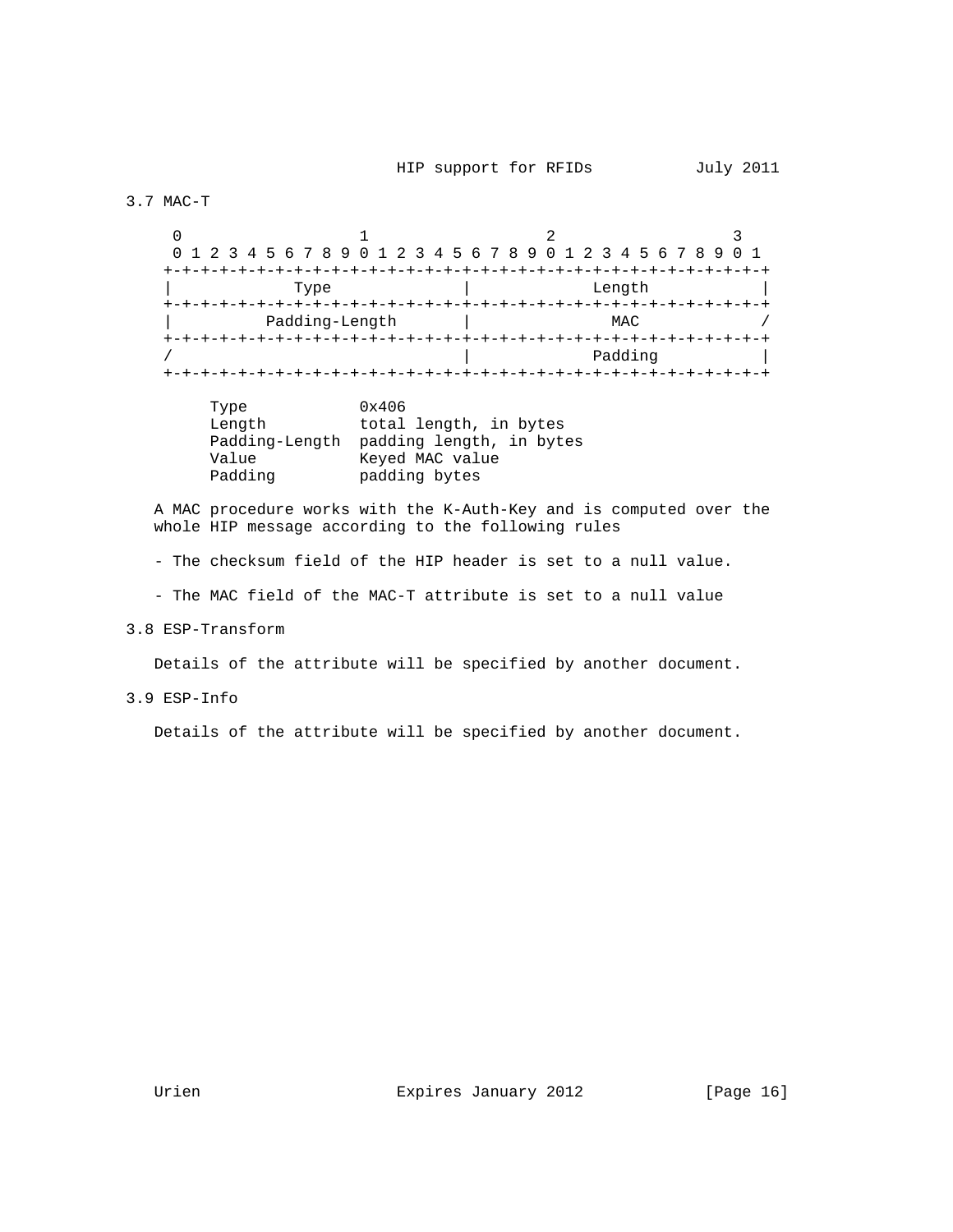## 3.7 MAC-T

```
     0                   1                   2                   3
     0 1 2 3 4 5 6 7 8 9 0 1 2 3 4 5 6 7 8 9 0 1 2 3 4 5 6 7 8 9 0 1
    +-+-+-+-+-+-+-+-+-+-+-+-+-+-+-+-+-+-+-+-+-+-+-+-+-+-+-+-+-+-+-+-+
    |             Type              |             Length            |
    +-+-+-+-+-+-+-+-+-+-+-+-+-+-+-+-+-+-+-+-+-+-+-+-+-+-+-+-+-+-+-+-+
    |         Padding-Length        |              MAC              /
    +-+-+-+-+-+-+-+-+-+-+-+-+-+-+-+-+-+-+-+-+-+-+-+-+-+-+-+-+-+-+-+-+
    /                               |             Padding           |
    +-+-+-+-+-+-+-+-+-+-+-+-+-+-+-+-+-+-+-+-+-+-+-+-+-+-+-+-+-+-+-+-+

          Type            0x406
          Length          total length, in bytes
          Padding-Length  padding length, in bytes
          Value           Keyed MAC value
          Padding         padding bytes
```

A MAC procedure works with the K-Auth-Key and is computed over the whole HIP message according to the following rules

- The checksum field of the HIP header is set to a null value.

- The MAC field of the MAC-T attribute is set to a null value

## 3.8 ESP-Transform

Details of the attribute will be specified by another document.

## 3.9 ESP-Info

Details of the attribute will be specified by another document.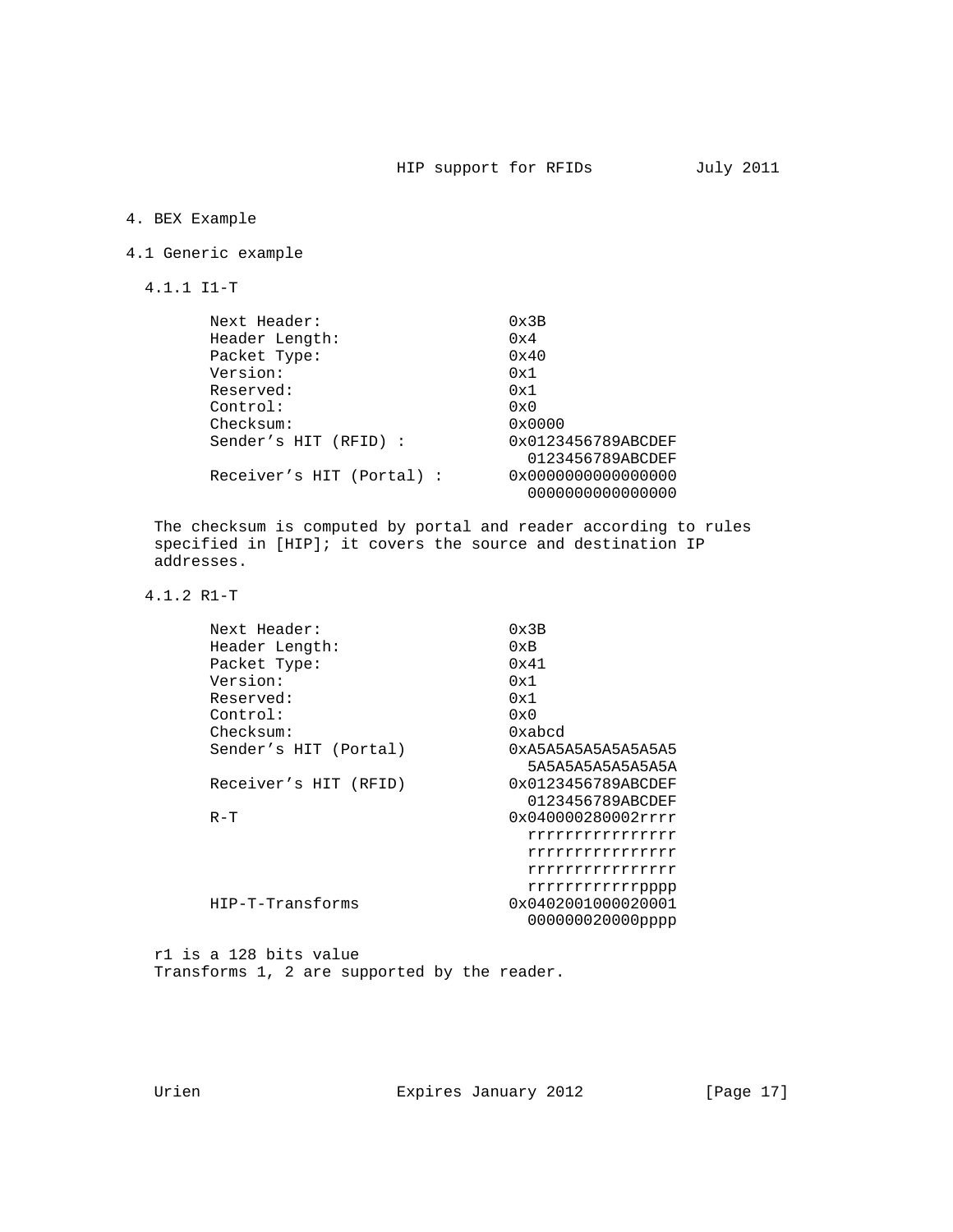# 4. BEX Example

## 4.1 Generic example

### 4.1.1 I1-T

```
Next Header:                   0x3B
Header Length:                 0x4
Packet Type:                   0x40
Version:                       0x1
Reserved:                      0x1
Control:                       0x0
Checksum:                      0x0000
Sender's HIT (RFID) :          0x0123456789ABCDEF
                                 0123456789ABCDEF
Receiver's HIT (Portal) :      0x0000000000000000
                                 0000000000000000
```

The checksum is computed by portal and reader according to rules specified in [HIP]; it covers the source and destination IP addresses.

### 4.1.2 R1-T

```
Next Header:                   0x3B
Header Length:                 0xB
Packet Type:                   0x41
Version:                       0x1
Reserved:                      0x1
Control:                       0x0
Checksum:                      0xabcd
Sender's HIT (Portal)          0xA5A5A5A5A5A5A5A5
                                 5A5A5A5A5A5A5A5A
Receiver's HIT (RFID)          0x0123456789ABCDEF
                                 0123456789ABCDEF
R-T                            0x040000280002rrrr
                                 rrrrrrrrrrrrrrrr
                                 rrrrrrrrrrrrrrrr
                                 rrrrrrrrrrrrrrrr
                                 rrrrrrrrrrrrpppp
HIP-T-Transforms               0x0402001000020001
                                 000000020000pppp
```

r1 is a 128 bits value
Transforms 1, 2 are supported by the reader.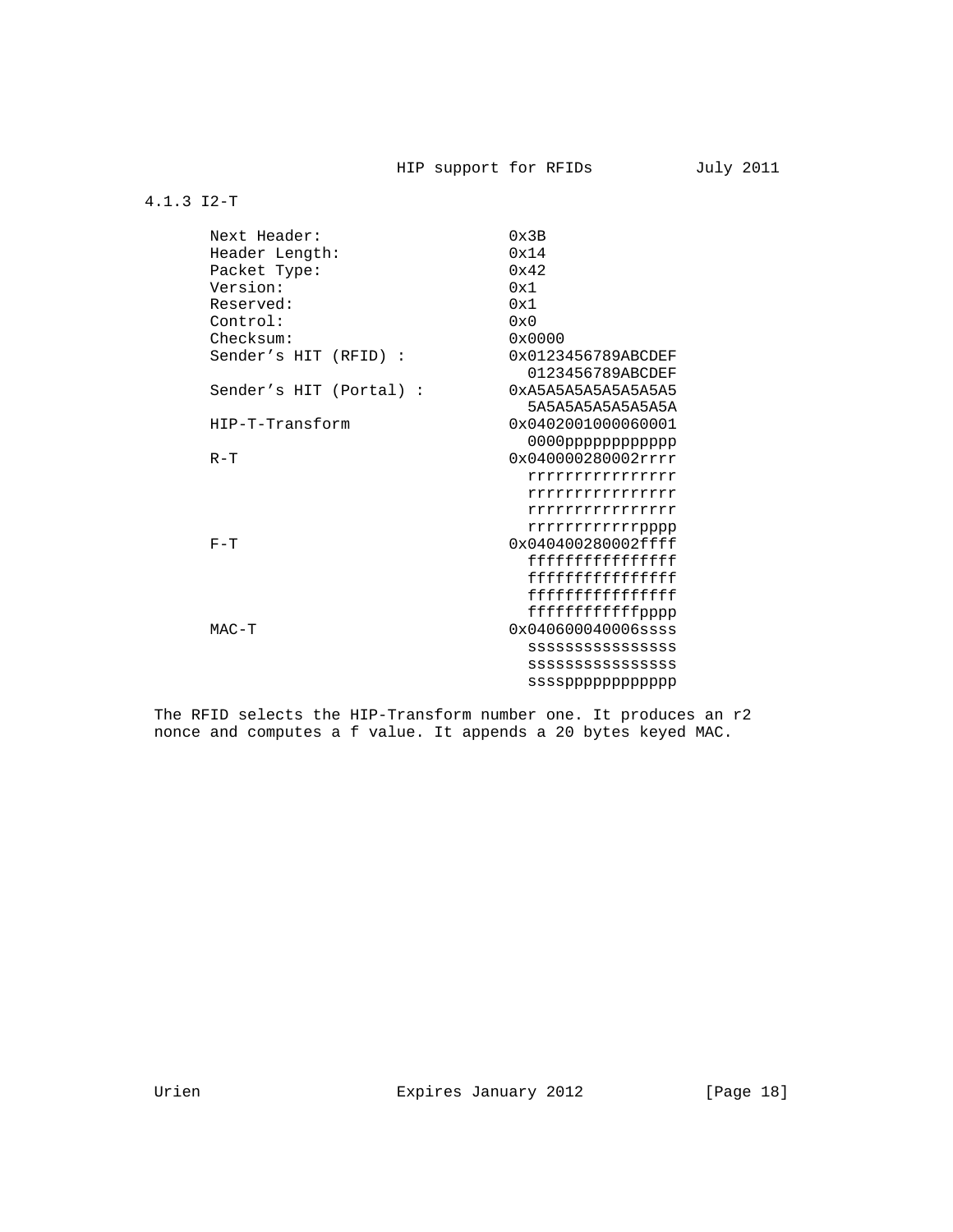### 4.1.3 I2-T

```
Next Header:                 0x3B
Header Length:               0x14
Packet Type:                 0x42
Version:                     0x1
Reserved:                    0x1
Control:                     0x0
Checksum:                    0x0000
Sender's HIT (RFID) :        0x0123456789ABCDEF
                               0123456789ABCDEF
Sender's HIT (Portal) :      0xA5A5A5A5A5A5A5A5
                               5A5A5A5A5A5A5A5A
HIP-T-Transform              0x0402001000060001
                               0000pppppppppppp
R-T                          0x040000280002rrrr
                               rrrrrrrrrrrrrrrr
                               rrrrrrrrrrrrrrrr
                               rrrrrrrrrrrrrrrr
                               rrrrrrrrrrrrpppp
F-T                          0x040400280002ffff
                               ffffffffffffffff
                               ffffffffffffffff
                               ffffffffffffffff
                               ffffffffffffpppp
MAC-T                        0x040600040006ssss
                               ssssssssssssssss
                               ssssssssssssssss
                               sssspppppppppppp
```

The RFID selects the HIP-Transform number one. It produces an r2 nonce and computes a f value. It appends a 20 bytes keyed MAC.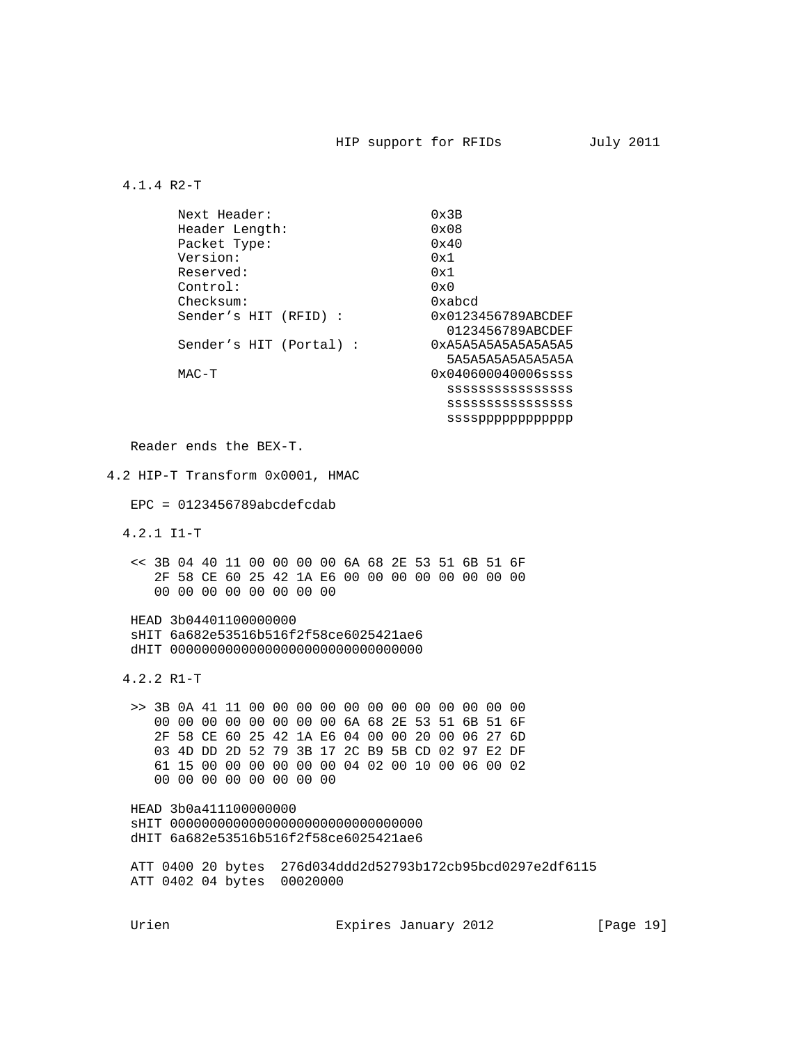### 4.1.4 R2-T

```
Next Header:                   0x3B
Header Length:                 0x08
Packet Type:                   0x40
Version:                       0x1
Reserved:                      0x1
Control:                       0x0
Checksum:                      0xabcd
Sender’s HIT (RFID) :          0x0123456789ABCDEF
                                 0123456789ABCDEF
Sender’s HIT (Portal) :        0xA5A5A5A5A5A5A5A5
                                 5A5A5A5A5A5A5A5A
MAC-T                          0x040600040006ssss
                                 ssssssssssssssss
                                 ssssssssssssssss
                                 sssspppppppppppp
```

Reader ends the BEX-T.

## 4.2 HIP-T Transform 0x0001, HMAC

EPC = 0123456789abcdefcdab

### 4.2.1 I1-T

```
<< 3B 04 40 11 00 00 00 00 6A 68 2E 53 51 6B 51 6F
   2F 58 CE 60 25 42 1A E6 00 00 00 00 00 00 00 00
   00 00 00 00 00 00 00 00

HEAD 3b04401100000000
sHIT 6a682e53516b516f2f58ce6025421ae6
dHIT 00000000000000000000000000000000
```

### 4.2.2 R1-T

```
>> 3B 0A 41 11 00 00 00 00 00 00 00 00 00 00 00 00
   00 00 00 00 00 00 00 00 6A 68 2E 53 51 6B 51 6F
   2F 58 CE 60 25 42 1A E6 04 00 00 20 00 06 27 6D
   03 4D DD 2D 52 79 3B 17 2C B9 5B CD 02 97 E2 DF
   61 15 00 00 00 00 00 00 04 02 00 10 00 06 00 02
   00 00 00 00 00 00 00 00

HEAD 3b0a411100000000
sHIT 00000000000000000000000000000000
dHIT 6a682e53516b516f2f58ce6025421ae6

ATT 0400 20 bytes  276d034ddd2d52793b172cb95bcd0297e2df6115
ATT 0402 04 bytes  00020000
```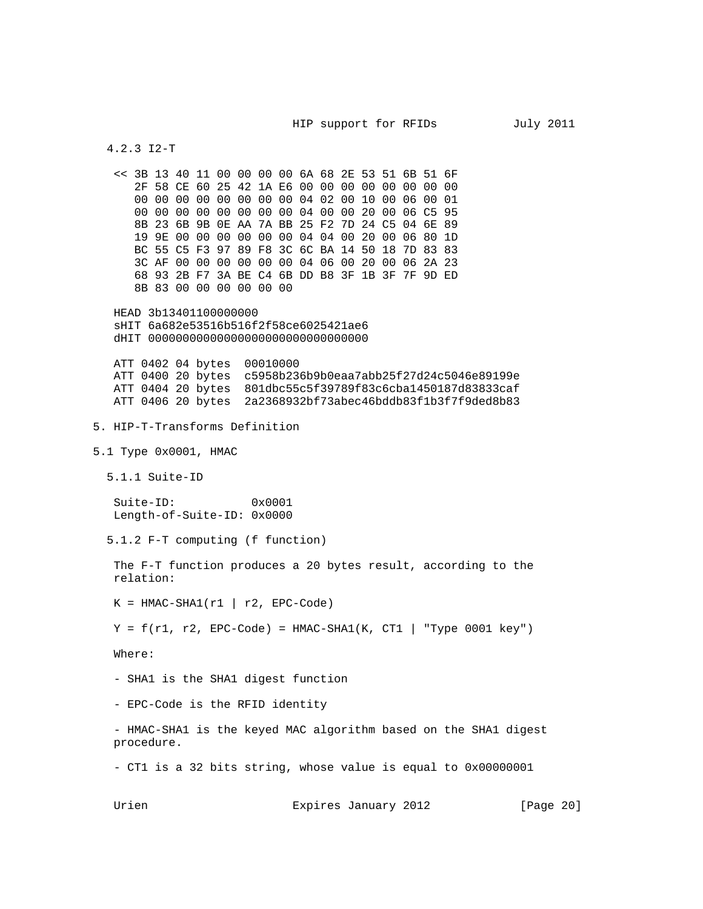### 4.2.3 I2-T

```
<< 3B 13 40 11 00 00 00 00 6A 68 2E 53 51 6B 51 6F
   2F 58 CE 60 25 42 1A E6 00 00 00 00 00 00 00 00
   00 00 00 00 00 00 00 00 04 02 00 10 00 06 00 01
   00 00 00 00 00 00 00 00 04 00 00 20 00 06 C5 95
   8B 23 6B 9B 0E AA 7A BB 25 F2 7D 24 C5 04 6E 89
   19 9E 00 00 00 00 00 00 04 04 00 20 00 06 80 1D
   BC 55 C5 F3 97 89 F8 3C 6C BA 14 50 18 7D 83 83
   3C AF 00 00 00 00 00 00 04 06 00 20 00 06 2A 23
   68 93 2B F7 3A BE C4 6B DD B8 3F 1B 3F 7F 9D ED
   8B 83 00 00 00 00 00 00

HEAD 3b13401100000000
sHIT 6a682e53516b516f2f58ce6025421ae6
dHIT 00000000000000000000000000000000

ATT 0402 04 bytes  00010000
ATT 0400 20 bytes  c5958b236b9b0eaa7abb25f27d24c5046e89199e
ATT 0404 20 bytes  801dbc55c5f39789f83c6cba1450187d83833caf
ATT 0406 20 bytes  2a2368932bf73abec46bddb83f1b3f7f9ded8b83
```

## 5. HIP-T-Transforms Definition

## 5.1 Type 0x0001, HMAC

### 5.1.1 Suite-ID

```
Suite-ID:           0x0001
Length-of-Suite-ID: 0x0000
```

### 5.1.2 F-T computing (f function)

The F-T function produces a 20 bytes result, according to the relation:

K = HMAC-SHA1(r1 | r2, EPC-Code)

Y = f(r1, r2, EPC-Code) = HMAC-SHA1(K, CT1 | "Type 0001 key")

Where:

- SHA1 is the SHA1 digest function

- EPC-Code is the RFID identity

- HMAC-SHA1 is the keyed MAC algorithm based on the SHA1 digest procedure.

- CT1 is a 32 bits string, whose value is equal to 0x00000001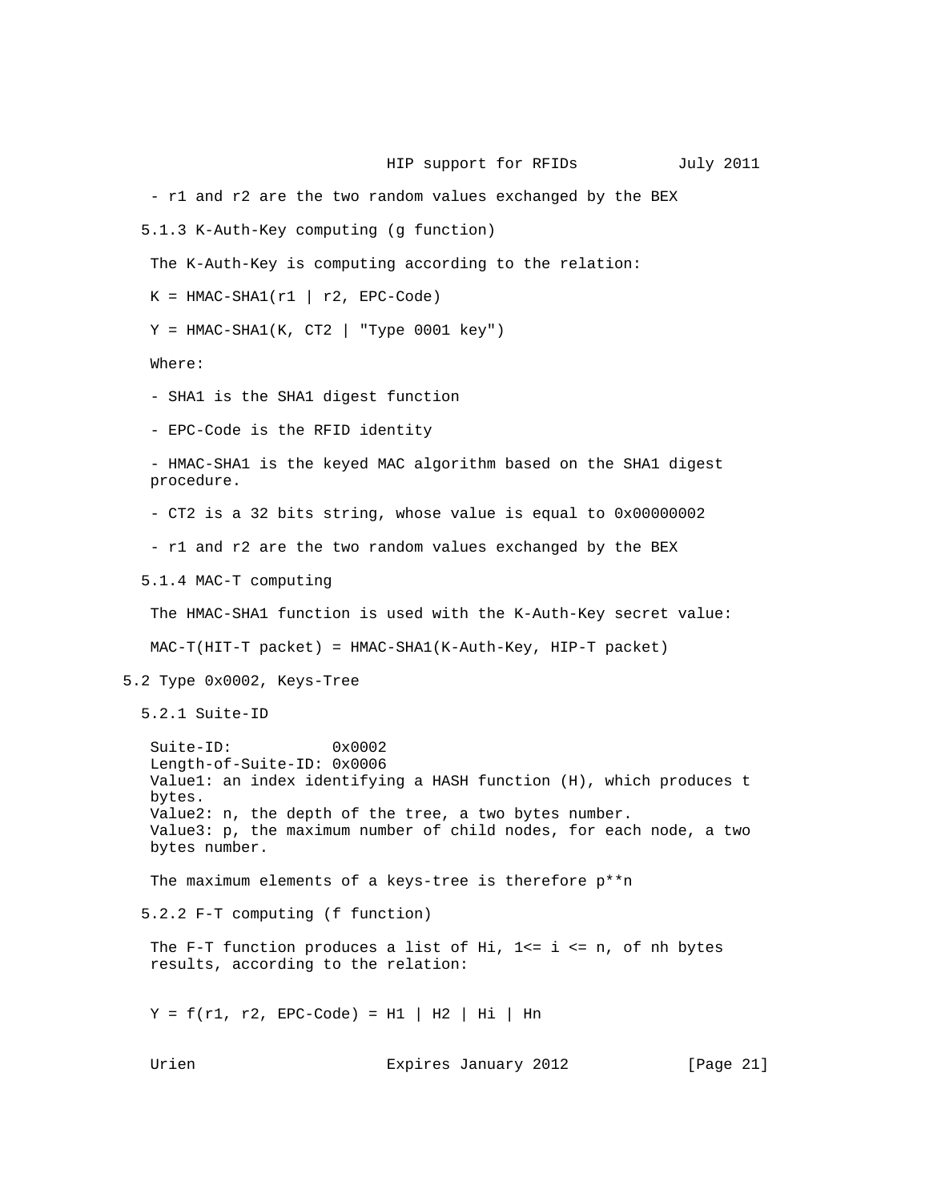- r1 and r2 are the two random values exchanged by the BEX

### 5.1.3 K-Auth-Key computing (g function)

The K-Auth-Key is computing according to the relation:

K = HMAC-SHA1(r1 | r2, EPC-Code)

Y = HMAC-SHA1(K, CT2 | "Type 0001 key")

Where:

- SHA1 is the SHA1 digest function
- EPC-Code is the RFID identity
- HMAC-SHA1 is the keyed MAC algorithm based on the SHA1 digest procedure.
- CT2 is a 32 bits string, whose value is equal to 0x00000002
- r1 and r2 are the two random values exchanged by the BEX

### 5.1.4 MAC-T computing

The HMAC-SHA1 function is used with the K-Auth-Key secret value:

MAC-T(HIT-T packet) = HMAC-SHA1(K-Auth-Key, HIP-T packet)

## 5.2 Type 0x0002, Keys-Tree

### 5.2.1 Suite-ID

```
Suite-ID:           0x0002
Length-of-Suite-ID: 0x0006
Value1: an index identifying a HASH function (H), which produces t
bytes.
Value2: n, the depth of the tree, a two bytes number.
Value3: p, the maximum number of child nodes, for each node, a two
bytes number.
```

The maximum elements of a keys-tree is therefore p**n

### 5.2.2 F-T computing (f function)

The F-T function produces a list of Hi, 1<= i <= n, of nh bytes results, according to the relation:

Y = f(r1, r2, EPC-Code) = H1 | H2 | Hi | Hn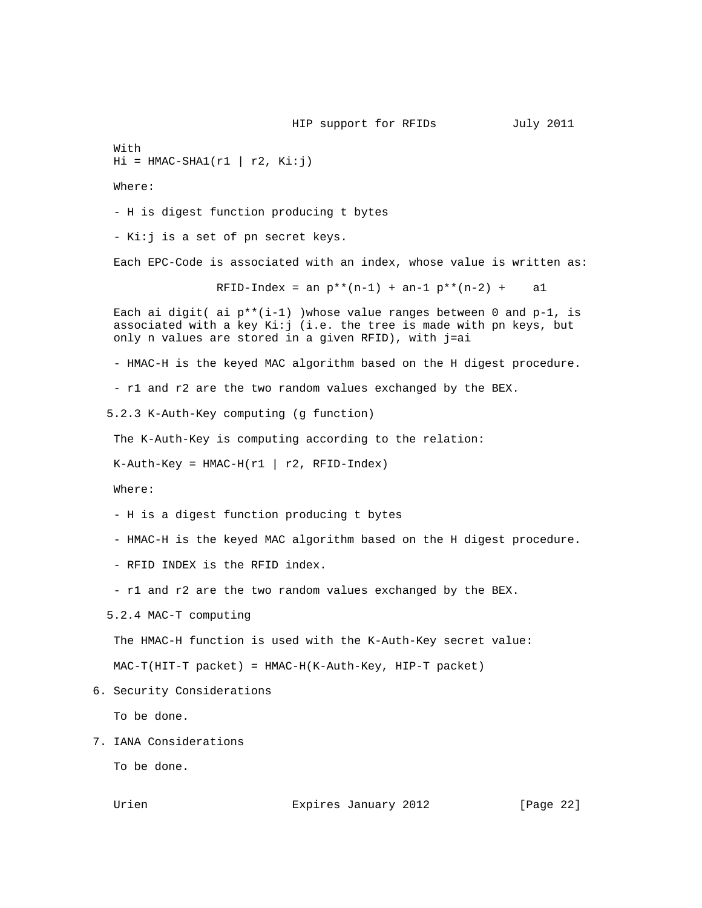With
Hi = HMAC-SHA1(r1 | r2, Ki:j)

Where:

- H is digest function producing t bytes

- Ki:j is a set of pn secret keys.

Each EPC-Code is associated with an index, whose value is written as:

$$RFID\text{-}Index = a_n\, p^{(n-1)} + a_{n-1}\, p^{(n-2)} + \dots + a_1$$

Each ai digit( $a_i\, p^{(i-1)}$ )whose value ranges between 0 and p-1, is associated with a key Ki:j (i.e. the tree is made with pn keys, but only n values are stored in a given RFID), with j=ai

- HMAC-H is the keyed MAC algorithm based on the H digest procedure.

- r1 and r2 are the two random values exchanged by the BEX.

### 5.2.3 K-Auth-Key computing (g function)

The K-Auth-Key is computing according to the relation:

K-Auth-Key = HMAC-H(r1 | r2, RFID-Index)

Where:

- H is a digest function producing t bytes

- HMAC-H is the keyed MAC algorithm based on the H digest procedure.

- RFID INDEX is the RFID index.

- r1 and r2 are the two random values exchanged by the BEX.

### 5.2.4 MAC-T computing

The HMAC-H function is used with the K-Auth-Key secret value:

MAC-T(HIT-T packet) = HMAC-H(K-Auth-Key, HIP-T packet)

## 6. Security Considerations

To be done.

## 7. IANA Considerations

To be done.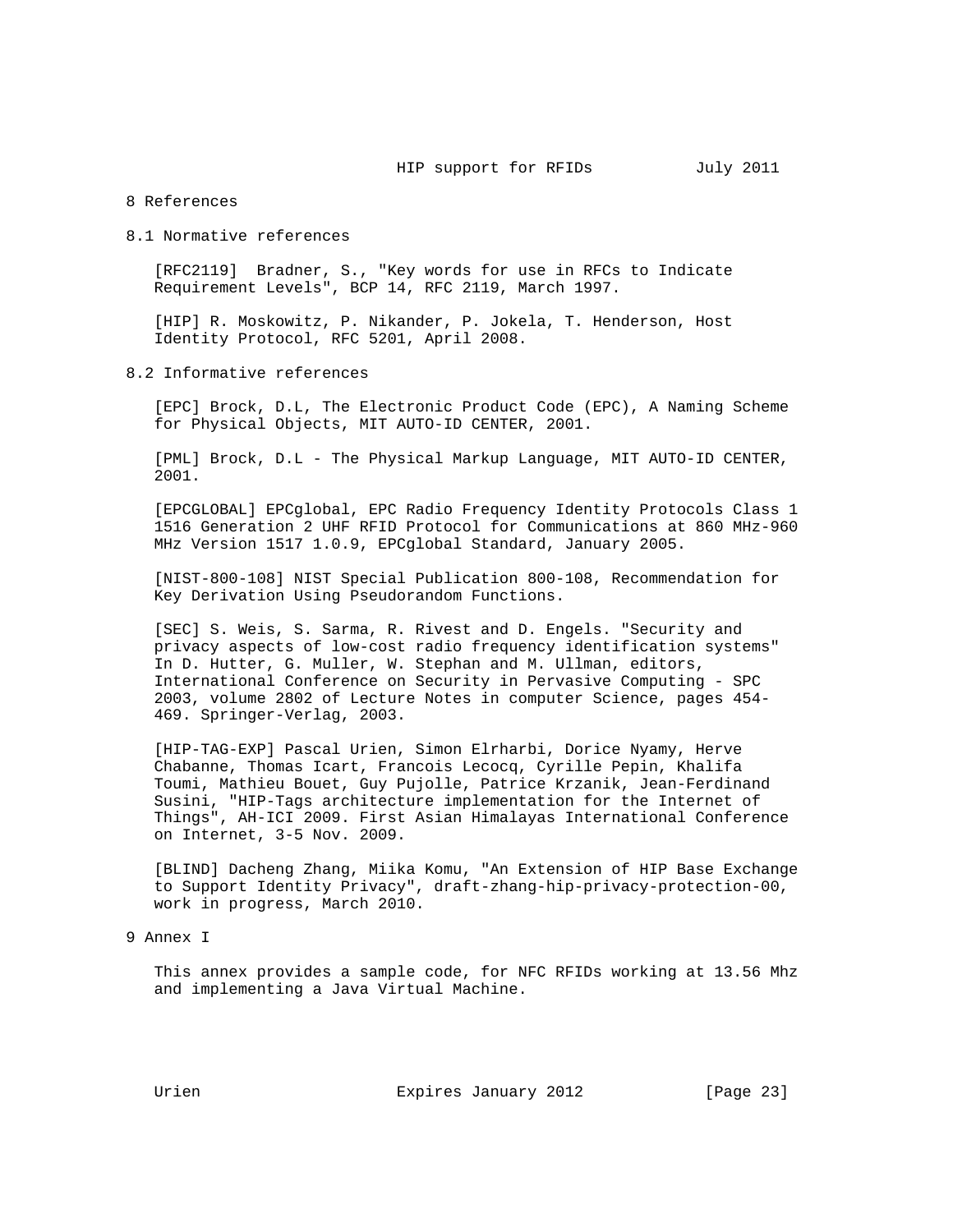# 8 References

## 8.1 Normative references

[RFC2119] Bradner, S., "Key words for use in RFCs to Indicate Requirement Levels", BCP 14, RFC 2119, March 1997.

[HIP] R. Moskowitz, P. Nikander, P. Jokela, T. Henderson, Host Identity Protocol, RFC 5201, April 2008.

## 8.2 Informative references

[EPC] Brock, D.L, The Electronic Product Code (EPC), A Naming Scheme for Physical Objects, MIT AUTO-ID CENTER, 2001.

[PML] Brock, D.L - The Physical Markup Language, MIT AUTO-ID CENTER, 2001.

[EPCGLOBAL] EPCglobal, EPC Radio Frequency Identity Protocols Class 1 1516 Generation 2 UHF RFID Protocol for Communications at 860 MHz-960 MHz Version 1517 1.0.9, EPCglobal Standard, January 2005.

[NIST-800-108] NIST Special Publication 800-108, Recommendation for Key Derivation Using Pseudorandom Functions.

[SEC] S. Weis, S. Sarma, R. Rivest and D. Engels. "Security and privacy aspects of low-cost radio frequency identification systems" In D. Hutter, G. Muller, W. Stephan and M. Ullman, editors, International Conference on Security in Pervasive Computing - SPC 2003, volume 2802 of Lecture Notes in computer Science, pages 454-469. Springer-Verlag, 2003.

[HIP-TAG-EXP] Pascal Urien, Simon Elrharbi, Dorice Nyamy, Herve Chabanne, Thomas Icart, Francois Lecocq, Cyrille Pepin, Khalifa Toumi, Mathieu Bouet, Guy Pujolle, Patrice Krzanik, Jean-Ferdinand Susini, "HIP-Tags architecture implementation for the Internet of Things", AH-ICI 2009. First Asian Himalayas International Conference on Internet, 3-5 Nov. 2009.

[BLIND] Dacheng Zhang, Miika Komu, "An Extension of HIP Base Exchange to Support Identity Privacy", draft-zhang-hip-privacy-protection-00, work in progress, March 2010.

# 9 Annex I

This annex provides a sample code, for NFC RFIDs working at 13.56 Mhz and implementing a Java Virtual Machine.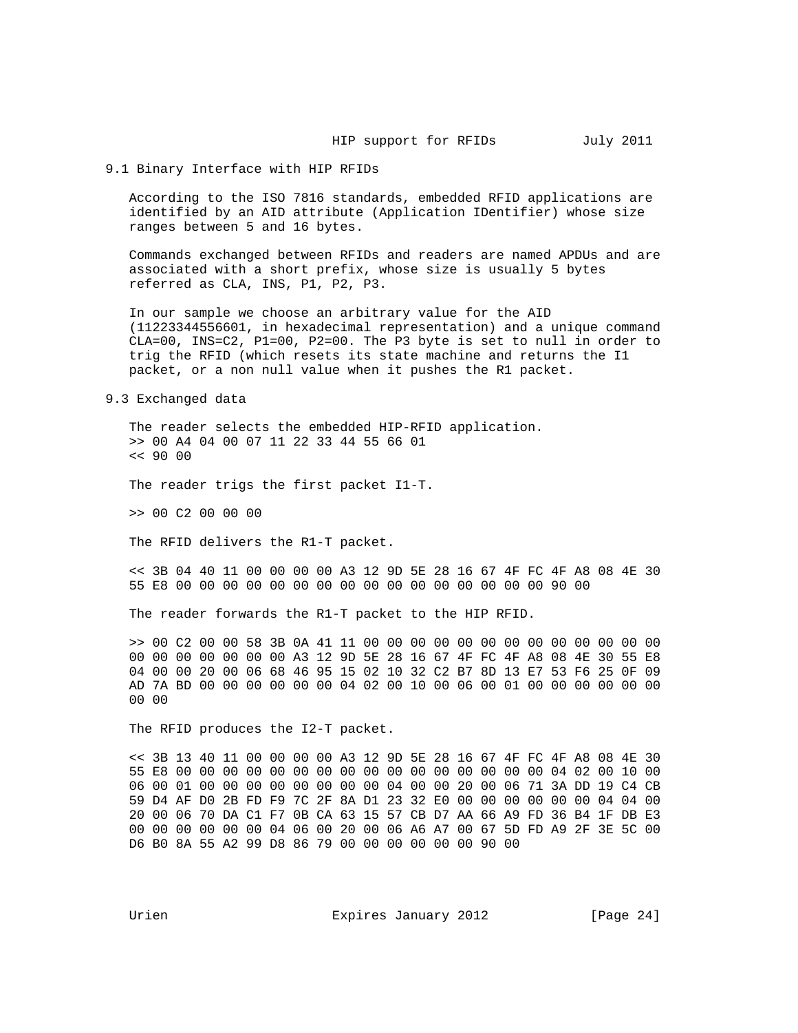## 9.1 Binary Interface with HIP RFIDs

According to the ISO 7816 standards, embedded RFID applications are identified by an AID attribute (Application IDentifier) whose size ranges between 5 and 16 bytes.

Commands exchanged between RFIDs and readers are named APDUs and are associated with a short prefix, whose size is usually 5 bytes referred as CLA, INS, P1, P2, P3.

In our sample we choose an arbitrary value for the AID (11223344556601, in hexadecimal representation) and a unique command CLA=00, INS=C2, P1=00, P2=00. The P3 byte is set to null in order to trig the RFID (which resets its state machine and returns the I1 packet, or a non null value when it pushes the R1 packet.

## 9.3 Exchanged data

The reader selects the embedded HIP-RFID application.

```
>> 00 A4 04 00 07 11 22 33 44 55 66 01
<< 90 00
```

The reader trigs the first packet I1-T.

```
>> 00 C2 00 00 00
```

The RFID delivers the R1-T packet.

```
<< 3B 04 40 11 00 00 00 00 A3 12 9D 5E 28 16 67 4F FC 4F A8 08 4E 30
55 E8 00 00 00 00 00 00 00 00 00 00 00 00 00 00 00 00 90 00
```

The reader forwards the R1-T packet to the HIP RFID.

```
>> 00 C2 00 00 58 3B 0A 41 11 00 00 00 00 00 00 00 00 00 00 00 00 00
00 00 00 00 00 00 00 A3 12 9D 5E 28 16 67 4F FC 4F A8 08 4E 30 55 E8
04 00 00 20 00 06 68 46 95 15 02 10 32 C2 B7 8D 13 E7 53 F6 25 0F 09
AD 7A BD 00 00 00 00 00 00 04 02 00 10 00 06 00 01 00 00 00 00 00 00
00 00
```

The RFID produces the I2-T packet.

```
<< 3B 13 40 11 00 00 00 00 A3 12 9D 5E 28 16 67 4F FC 4F A8 08 4E 30
55 E8 00 00 00 00 00 00 00 00 00 00 00 00 00 00 00 00 04 02 00 10 00
06 00 01 00 00 00 00 00 00 00 00 04 00 00 20 00 06 71 3A DD 19 C4 CB
59 D4 AF D0 2B FD F9 7C 2F 8A D1 23 32 E0 00 00 00 00 00 00 04 04 00
20 00 06 70 DA C1 F7 0B CA 63 15 57 CB D7 AA 66 A9 FD 36 B4 1F DB E3
00 00 00 00 00 00 04 06 00 20 00 06 A6 A7 00 67 5D FD A9 2F 3E 5C 00
D6 B0 8A 55 A2 99 D8 86 79 00 00 00 00 00 00 90 00
```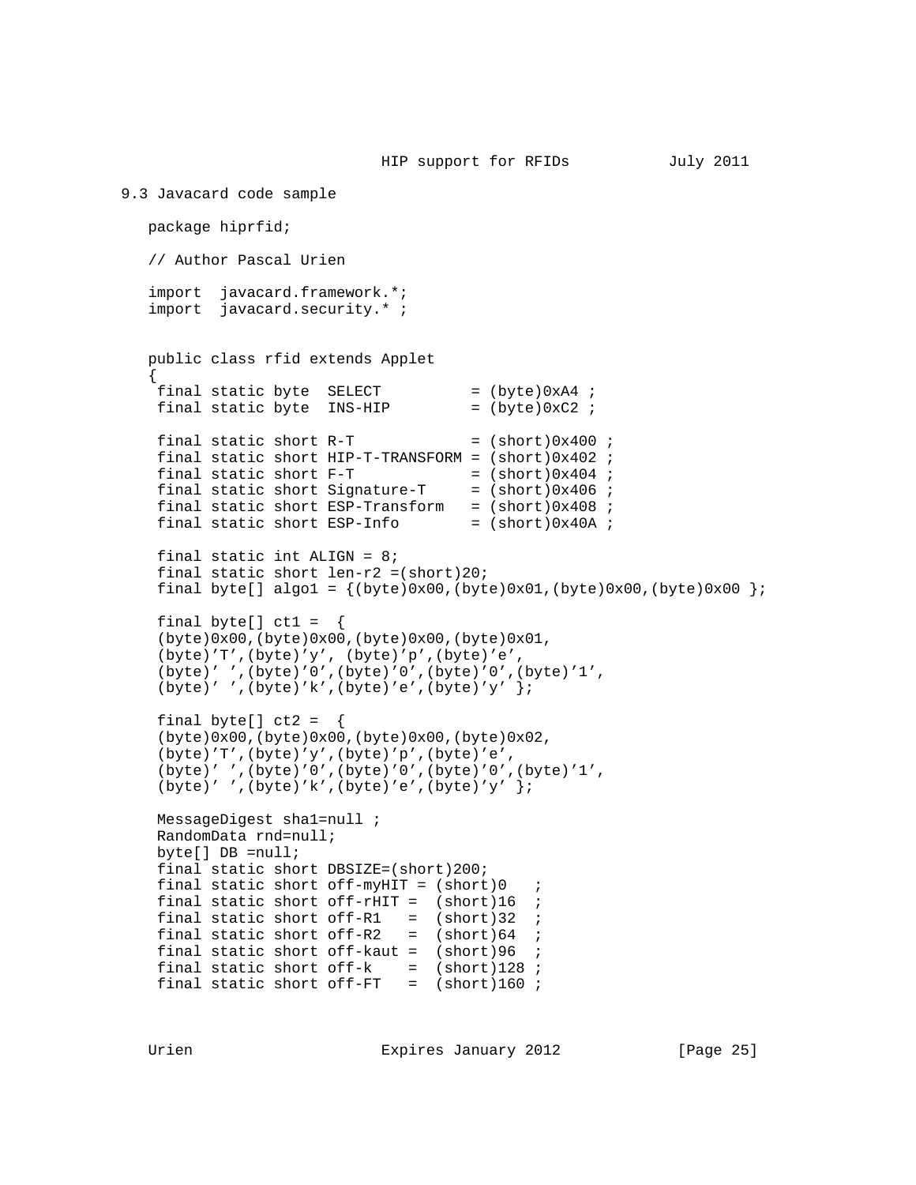## 9.3 Javacard code sample

```
package hiprfid;

// Author Pascal Urien

import  javacard.framework.*;
import  javacard.security.* ;


public class rfid extends Applet
{
 final static byte  SELECT          = (byte)0xA4 ;
 final static byte  INS-HIP         = (byte)0xC2 ;

 final static short R-T             = (short)0x400 ;
 final static short HIP-T-TRANSFORM = (short)0x402 ;
 final static short F-T             = (short)0x404 ;
 final static short Signature-T     = (short)0x406 ;
 final static short ESP-Transform   = (short)0x408 ;
 final static short ESP-Info        = (short)0x40A ;

 final static int ALIGN = 8;
 final static short len-r2 =(short)20;
 final byte[] algo1 = {(byte)0x00,(byte)0x01,(byte)0x00,(byte)0x00 };

 final byte[] ct1 =  {
 (byte)0x00,(byte)0x00,(byte)0x00,(byte)0x01,
 (byte)'T',(byte)'y', (byte)'p',(byte)'e',
 (byte)' ',(byte)'0',(byte)'0',(byte)'0',(byte)'1',
 (byte)' ',(byte)'k',(byte)'e',(byte)'y' };

 final byte[] ct2 =  {
 (byte)0x00,(byte)0x00,(byte)0x00,(byte)0x02,
 (byte)'T',(byte)'y',(byte)'p',(byte)'e',
 (byte)' ',(byte)'0',(byte)'0',(byte)'0',(byte)'1',
 (byte)' ',(byte)'k',(byte)'e',(byte)'y' };

 MessageDigest sha1=null ;
 RandomData rnd=null;
 byte[] DB =null;
 final static short DBSIZE=(short)200;
 final static short off-myHIT = (short)0   ;
 final static short off-rHIT =  (short)16  ;
 final static short off-R1   =  (short)32  ;
 final static short off-R2   =  (short)64  ;
 final static short off-kaut =  (short)96  ;
 final static short off-k    =  (short)128 ;
 final static short off-FT   =  (short)160 ;
```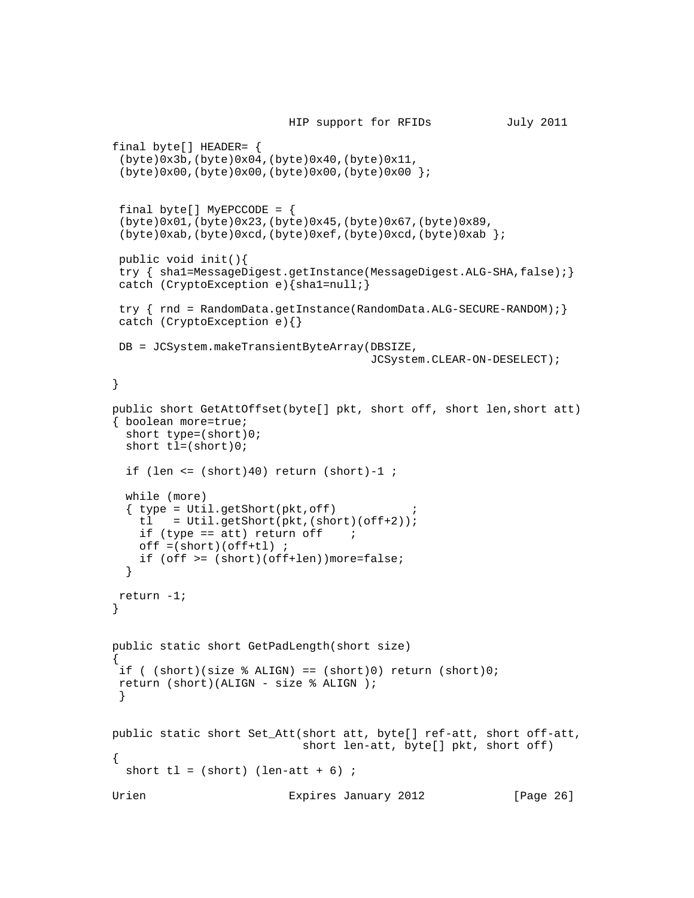```
final byte[] HEADER= {
 (byte)0x3b,(byte)0x04,(byte)0x40,(byte)0x11,
 (byte)0x00,(byte)0x00,(byte)0x00,(byte)0x00 };


 final byte[] MyEPCCODE = {
 (byte)0x01,(byte)0x23,(byte)0x45,(byte)0x67,(byte)0x89,
 (byte)0xab,(byte)0xcd,(byte)0xef,(byte)0xcd,(byte)0xab };

 public void init(){
 try { sha1=MessageDigest.getInstance(MessageDigest.ALG-SHA,false);}
 catch (CryptoException e){sha1=null;}

 try { rnd = RandomData.getInstance(RandomData.ALG-SECURE-RANDOM);}
 catch (CryptoException e){}

 DB = JCSystem.makeTransientByteArray(DBSIZE,
                                     JCSystem.CLEAR-ON-DESELECT);

}

public short GetAttOffset(byte[] pkt, short off, short len,short att)
{ boolean more=true;
  short type=(short)0;
  short tl=(short)0;

  if (len <= (short)40) return (short)-1 ;

  while (more)
  { type = Util.getShort(pkt,off)           ;
    tl   = Util.getShort(pkt,(short)(off+2));
    if (type == att) return off    ;
    off =(short)(off+tl) ;
    if (off >= (short)(off+len))more=false;
  }

 return -1;
}


public static short GetPadLength(short size)
{
 if ( (short)(size % ALIGN) == (short)0) return (short)0;
 return (short)(ALIGN - size % ALIGN );
 }


public static short Set_Att(short att, byte[] ref-att, short off-att,
                           short len-att, byte[] pkt, short off)
{
  short tl = (short) (len-att + 6) ;
```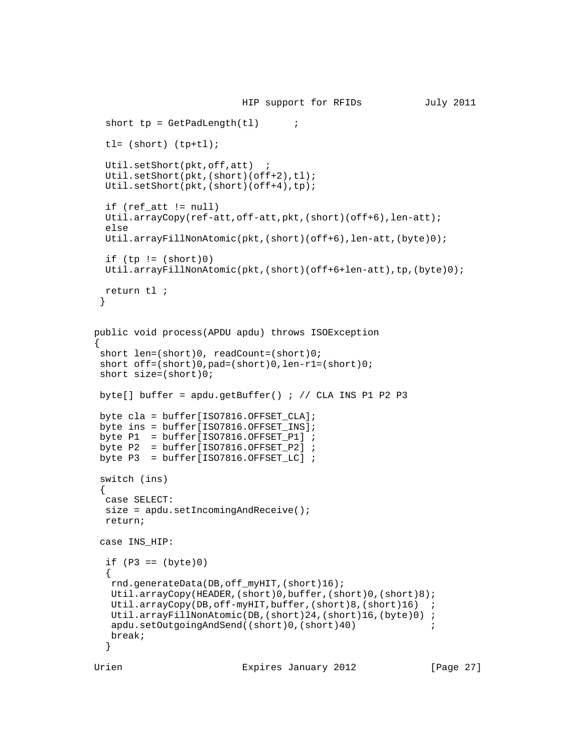```
  short tp = GetPadLength(tl)      ;

  tl= (short) (tp+tl);

  Util.setShort(pkt,off,att)  ;
  Util.setShort(pkt,(short)(off+2),tl);
  Util.setShort(pkt,(short)(off+4),tp);

  if (ref_att != null)
  Util.arrayCopy(ref-att,off-att,pkt,(short)(off+6),len-att);
  else
  Util.arrayFillNonAtomic(pkt,(short)(off+6),len-att,(byte)0);

  if (tp != (short)0)
  Util.arrayFillNonAtomic(pkt,(short)(off+6+len-att),tp,(byte)0);

  return tl ;
 }


public void process(APDU apdu) throws ISOException
{
 short len=(short)0, readCount=(short)0;
 short off=(short)0,pad=(short)0,len-r1=(short)0;
 short size=(short)0;

 byte[] buffer = apdu.getBuffer() ; // CLA INS P1 P2 P3

 byte cla = buffer[ISO7816.OFFSET_CLA];
 byte ins = buffer[ISO7816.OFFSET_INS];
 byte P1  = buffer[ISO7816.OFFSET_P1] ;
 byte P2  = buffer[ISO7816.OFFSET_P2] ;
 byte P3  = buffer[ISO7816.OFFSET_LC] ;

 switch (ins)
 {
  case SELECT:
  size = apdu.setIncomingAndReceive();
  return;

 case INS_HIP:

  if (P3 == (byte)0)
  {
   rnd.generateData(DB,off_myHIT,(short)16);
   Util.arrayCopy(HEADER,(short)0,buffer,(short)0,(short)8);
   Util.arrayCopy(DB,off-myHIT,buffer,(short)8,(short)16)  ;
   Util.arrayFillNonAtomic(DB,(short)24,(short)16,(byte)0) ;
   apdu.setOutgoingAndSend((short)0,(short)40)             ;
   break;
  }
```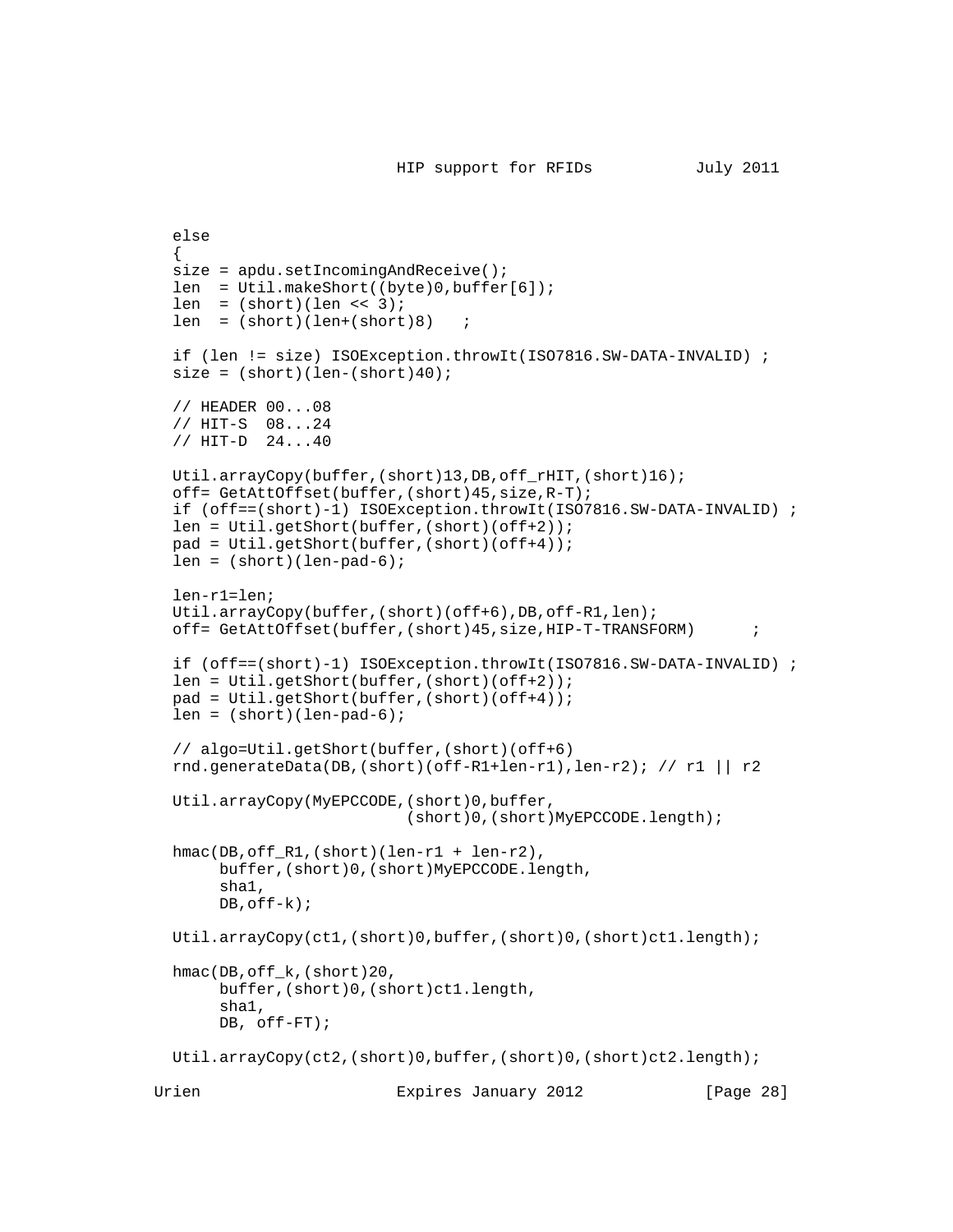```
   else
   {
   size = apdu.setIncomingAndReceive();
   len  = Util.makeShort((byte)0,buffer[6]);
   len  = (short)(len << 3);
   len  = (short)(len+(short)8)   ;

   if (len != size) ISOException.throwIt(ISO7816.SW-DATA-INVALID) ;
   size = (short)(len-(short)40);

   // HEADER 00...08
   // HIT-S  08...24
   // HIT-D  24...40

   Util.arrayCopy(buffer,(short)13,DB,off_rHIT,(short)16);
   off= GetAttOffset(buffer,(short)45,size,R-T);
   if (off==(short)-1) ISOException.throwIt(ISO7816.SW-DATA-INVALID) ;
   len = Util.getShort(buffer,(short)(off+2));
   pad = Util.getShort(buffer,(short)(off+4));
   len = (short)(len-pad-6);

   len-r1=len;
   Util.arrayCopy(buffer,(short)(off+6),DB,off-R1,len);
   off= GetAttOffset(buffer,(short)45,size,HIP-T-TRANSFORM)      ;

   if (off==(short)-1) ISOException.throwIt(ISO7816.SW-DATA-INVALID) ;
   len = Util.getShort(buffer,(short)(off+2));
   pad = Util.getShort(buffer,(short)(off+4));
   len = (short)(len-pad-6);

   // algo=Util.getShort(buffer,(short)(off+6)
   rnd.generateData(DB,(short)(off-R1+len-r1),len-r2); // r1 || r2

   Util.arrayCopy(MyEPCCODE,(short)0,buffer,
                           (short)0,(short)MyEPCCODE.length);

   hmac(DB,off_R1,(short)(len-r1 + len-r2),
        buffer,(short)0,(short)MyEPCCODE.length,
        sha1,
        DB,off-k);

   Util.arrayCopy(ct1,(short)0,buffer,(short)0,(short)ct1.length);

   hmac(DB,off_k,(short)20,
        buffer,(short)0,(short)ct1.length,
        sha1,
        DB, off-FT);

   Util.arrayCopy(ct2,(short)0,buffer,(short)0,(short)ct2.length);
```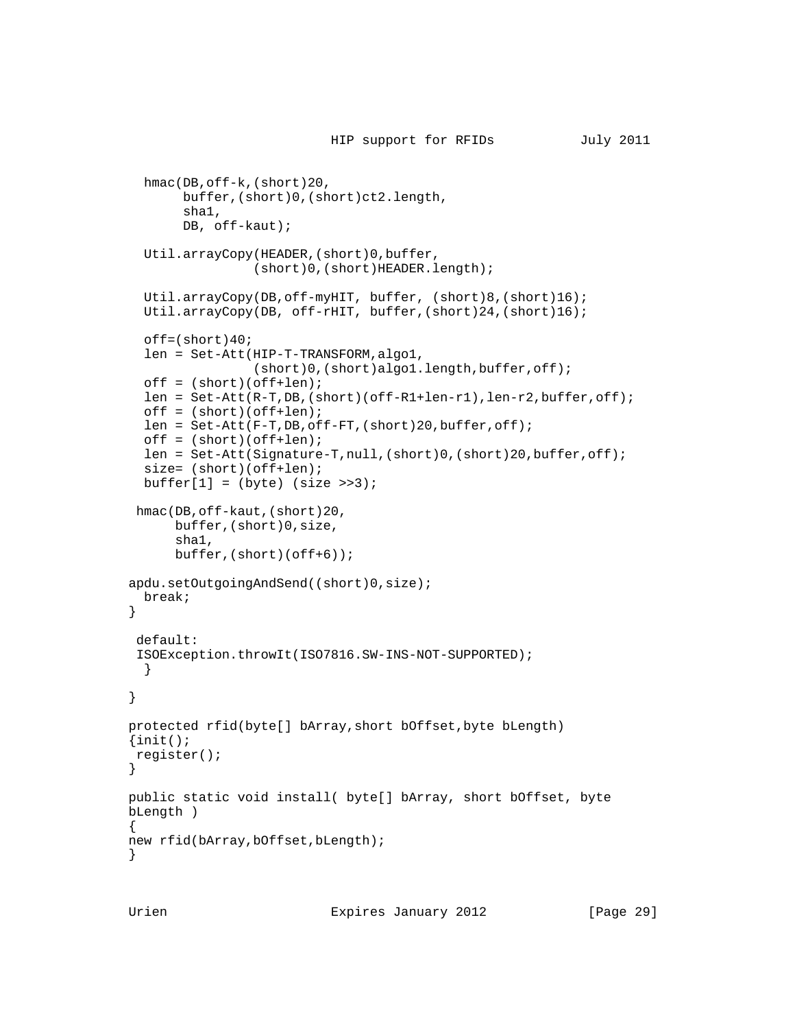```
  hmac(DB,off-k,(short)20,
       buffer,(short)0,(short)ct2.length,
       sha1,
       DB, off-kaut);

  Util.arrayCopy(HEADER,(short)0,buffer,
                (short)0,(short)HEADER.length);

  Util.arrayCopy(DB,off-myHIT, buffer, (short)8,(short)16);
  Util.arrayCopy(DB, off-rHIT, buffer,(short)24,(short)16);

  off=(short)40;
  len = Set-Att(HIP-T-TRANSFORM,algo1,
                (short)0,(short)algo1.length,buffer,off);
  off = (short)(off+len);
  len = Set-Att(R-T,DB,(short)(off-R1+len-r1),len-r2,buffer,off);
  off = (short)(off+len);
  len = Set-Att(F-T,DB,off-FT,(short)20,buffer,off);
  off = (short)(off+len);
  len = Set-Att(Signature-T,null,(short)0,(short)20,buffer,off);
  size= (short)(off+len);
  buffer[1] = (byte) (size >>3);

 hmac(DB,off-kaut,(short)20,
      buffer,(short)0,size,
      sha1,
      buffer,(short)(off+6));

apdu.setOutgoingAndSend((short)0,size);
  break;
}

 default:
 ISOException.throwIt(ISO7816.SW-INS-NOT-SUPPORTED);
  }

}

protected rfid(byte[] bArray,short bOffset,byte bLength)
{init();
 register();
}

public static void install( byte[] bArray, short bOffset, byte
bLength )
{
new rfid(bArray,bOffset,bLength);
}
```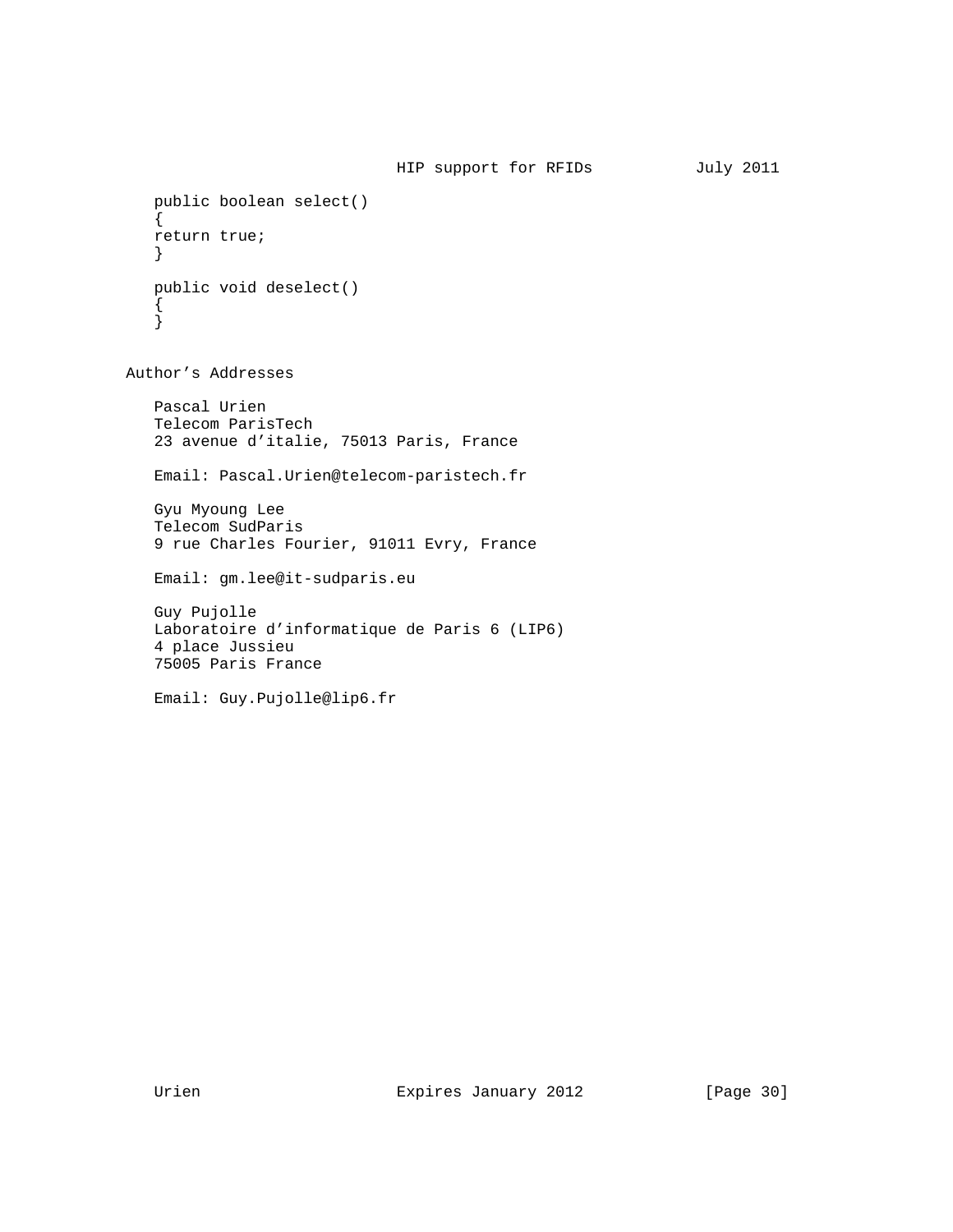```
public boolean select()
{
return true;
}

public void deselect()
{
}
```

## Author’s Addresses

Pascal Urien
Telecom ParisTech
23 avenue d’italie, 75013 Paris, France

Email: Pascal.Urien@telecom-paristech.fr

Gyu Myoung Lee
Telecom SudParis
9 rue Charles Fourier, 91011 Evry, France

Email: gm.lee@it-sudparis.eu

Guy Pujolle
Laboratoire d’informatique de Paris 6 (LIP6)
4 place Jussieu
75005 Paris France

Email: Guy.Pujolle@lip6.fr